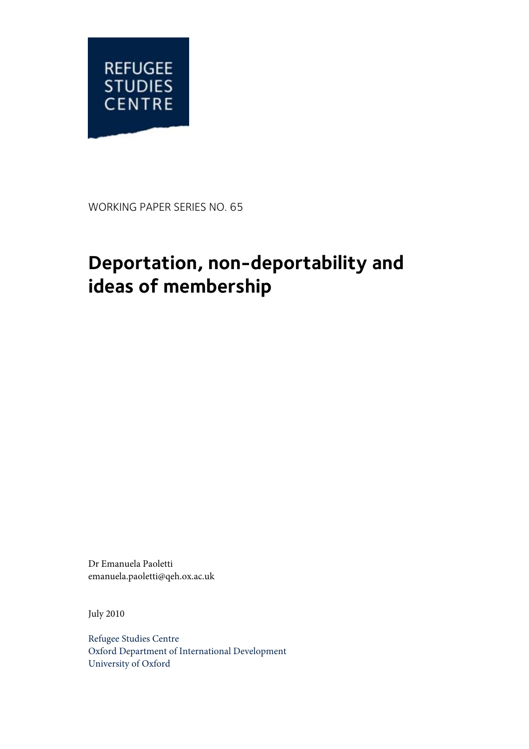REFUGEE STUDIES CENTRE

WORKING PAPER SERIES NO. 65

# Deportation, non-deportability and ideas of membership

Dr Emanuela Paoletti
emanuela.paoletti@qeh.ox.ac.uk

July 2010

Refugee Studies Centre
Oxford Department of International Development
University of Oxford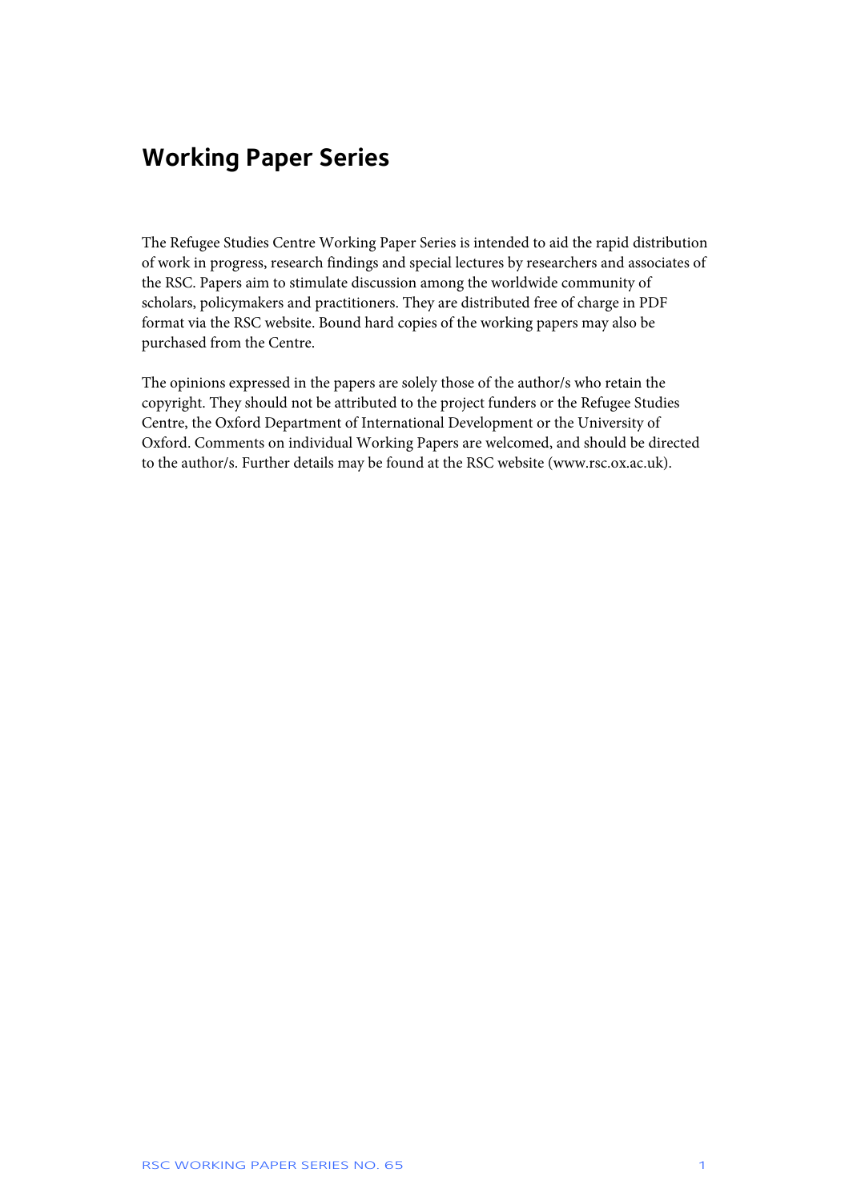## Working Paper Series

The Refugee Studies Centre Working Paper Series is intended to aid the rapid distribution of work in progress, research findings and special lectures by researchers and associates of the RSC. Papers aim to stimulate discussion among the worldwide community of scholars, policymakers and practitioners. They are distributed free of charge in PDF format via the RSC website. Bound hard copies of the working papers may also be purchased from the Centre.

The opinions expressed in the papers are solely those of the author/s who retain the copyright. They should not be attributed to the project funders or the Refugee Studies Centre, the Oxford Department of International Development or the University of Oxford. Comments on individual Working Papers are welcomed, and should be directed to the author/s. Further details may be found at the RSC website (www.rsc.ox.ac.uk).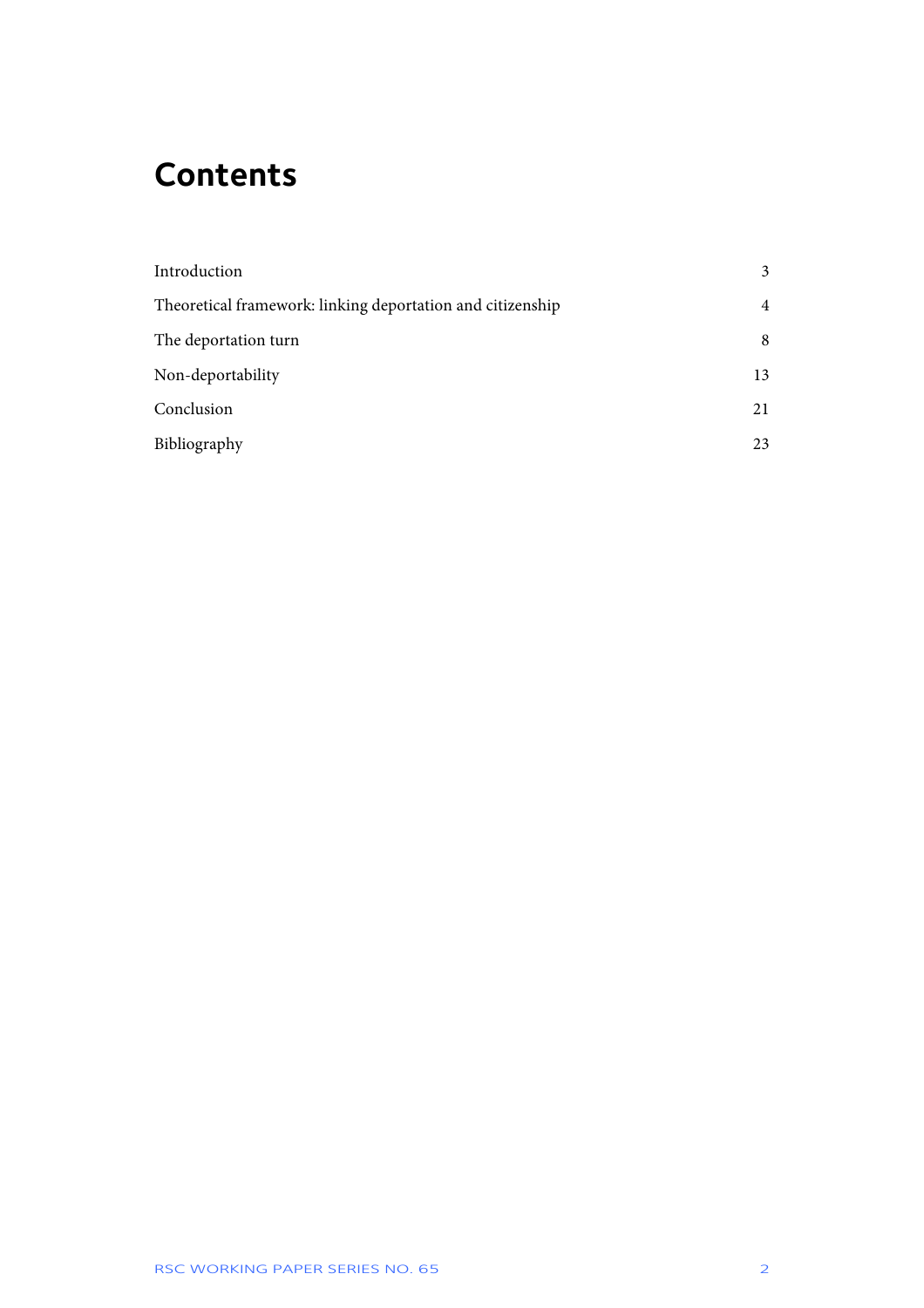# Contents

| | |
|---|---|
| Introduction | 3 |
| Theoretical framework: linking deportation and citizenship | 4 |
| The deportation turn | 8 |
| Non-deportability | 13 |
| Conclusion | 21 |
| Bibliography | 23 |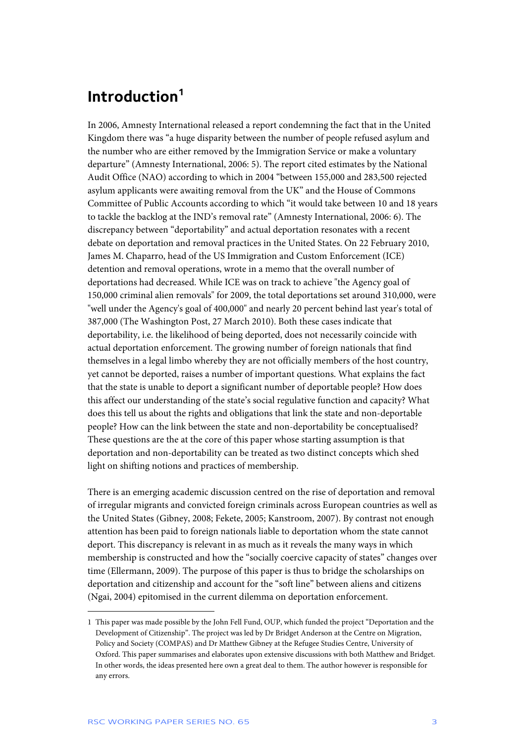# Introduction[1]

In 2006, Amnesty International released a report condemning the fact that in the United Kingdom there was "a huge disparity between the number of people refused asylum and the number who are either removed by the Immigration Service or make a voluntary departure" (Amnesty International, 2006: 5). The report cited estimates by the National Audit Office (NAO) according to which in 2004 "between 155,000 and 283,500 rejected asylum applicants were awaiting removal from the UK" and the House of Commons Committee of Public Accounts according to which "it would take between 10 and 18 years to tackle the backlog at the IND's removal rate" (Amnesty International, 2006: 6). The discrepancy between "deportability" and actual deportation resonates with a recent debate on deportation and removal practices in the United States. On 22 February 2010, James M. Chaparro, head of the US Immigration and Custom Enforcement (ICE) detention and removal operations, wrote in a memo that the overall number of deportations had decreased. While ICE was on track to achieve "the Agency goal of 150,000 criminal alien removals" for 2009, the total deportations set around 310,000, were "well under the Agency's goal of 400,000" and nearly 20 percent behind last year's total of 387,000 (The Washington Post, 27 March 2010). Both these cases indicate that deportability, i.e. the likelihood of being deported, does not necessarily coincide with actual deportation enforcement. The growing number of foreign nationals that find themselves in a legal limbo whereby they are not officially members of the host country, yet cannot be deported, raises a number of important questions. What explains the fact that the state is unable to deport a significant number of deportable people? How does this affect our understanding of the state's social regulative function and capacity? What does this tell us about the rights and obligations that link the state and non-deportable people? How can the link between the state and non-deportability be conceptualised? These questions are the at the core of this paper whose starting assumption is that deportation and non-deportability can be treated as two distinct concepts which shed light on shifting notions and practices of membership.

There is an emerging academic discussion centred on the rise of deportation and removal of irregular migrants and convicted foreign criminals across European countries as well as the United States (Gibney, 2008; Fekete, 2005; Kanstroom, 2007). By contrast not enough attention has been paid to foreign nationals liable to deportation whom the state cannot deport. This discrepancy is relevant in as much as it reveals the many ways in which membership is constructed and how the "socially coercive capacity of states" changes over time (Ellermann, 2009). The purpose of this paper is thus to bridge the scholarships on deportation and citizenship and account for the "soft line" between aliens and citizens (Ngai, 2004) epitomised in the current dilemma on deportation enforcement.

---

1 This paper was made possible by the John Fell Fund, OUP, which funded the project "Deportation and the Development of Citizenship". The project was led by Dr Bridget Anderson at the Centre on Migration, Policy and Society (COMPAS) and Dr Matthew Gibney at the Refugee Studies Centre, University of Oxford. This paper summarises and elaborates upon extensive discussions with both Matthew and Bridget. In other words, the ideas presented here own a great deal to them. The author however is responsible for any errors.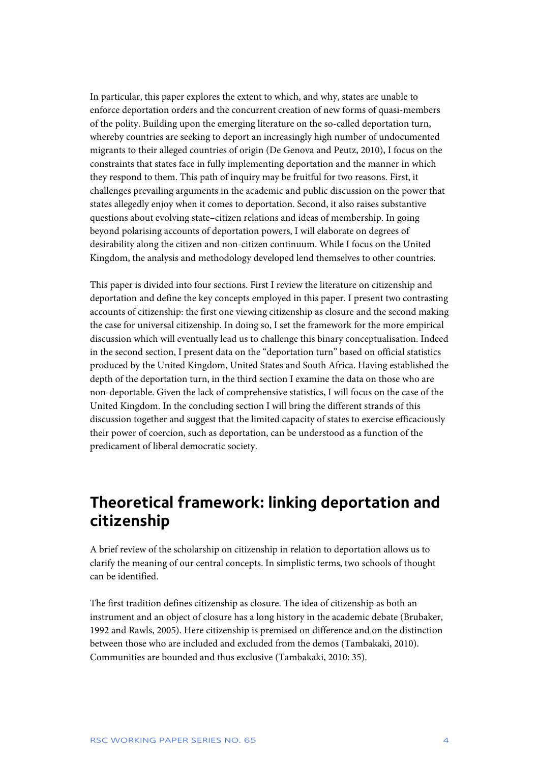In particular, this paper explores the extent to which, and why, states are unable to enforce deportation orders and the concurrent creation of new forms of quasi-members of the polity. Building upon the emerging literature on the so-called deportation turn, whereby countries are seeking to deport an increasingly high number of undocumented migrants to their alleged countries of origin (De Genova and Peutz, 2010), I focus on the constraints that states face in fully implementing deportation and the manner in which they respond to them. This path of inquiry may be fruitful for two reasons. First, it challenges prevailing arguments in the academic and public discussion on the power that states allegedly enjoy when it comes to deportation. Second, it also raises substantive questions about evolving state–citizen relations and ideas of membership. In going beyond polarising accounts of deportation powers, I will elaborate on degrees of desirability along the citizen and non-citizen continuum. While I focus on the United Kingdom, the analysis and methodology developed lend themselves to other countries.

This paper is divided into four sections. First I review the literature on citizenship and deportation and define the key concepts employed in this paper. I present two contrasting accounts of citizenship: the first one viewing citizenship as closure and the second making the case for universal citizenship. In doing so, I set the framework for the more empirical discussion which will eventually lead us to challenge this binary conceptualisation. Indeed in the second section, I present data on the "deportation turn" based on official statistics produced by the United Kingdom, United States and South Africa. Having established the depth of the deportation turn, in the third section I examine the data on those who are non-deportable. Given the lack of comprehensive statistics, I will focus on the case of the United Kingdom. In the concluding section I will bring the different strands of this discussion together and suggest that the limited capacity of states to exercise efficaciously their power of coercion, such as deportation, can be understood as a function of the predicament of liberal democratic society.

## Theoretical framework: linking deportation and citizenship

A brief review of the scholarship on citizenship in relation to deportation allows us to clarify the meaning of our central concepts. In simplistic terms, two schools of thought can be identified.

The first tradition defines citizenship as closure. The idea of citizenship as both an instrument and an object of closure has a long history in the academic debate (Brubaker, 1992 and Rawls, 2005). Here citizenship is premised on difference and on the distinction between those who are included and excluded from the demos (Tambakaki, 2010). Communities are bounded and thus exclusive (Tambakaki, 2010: 35).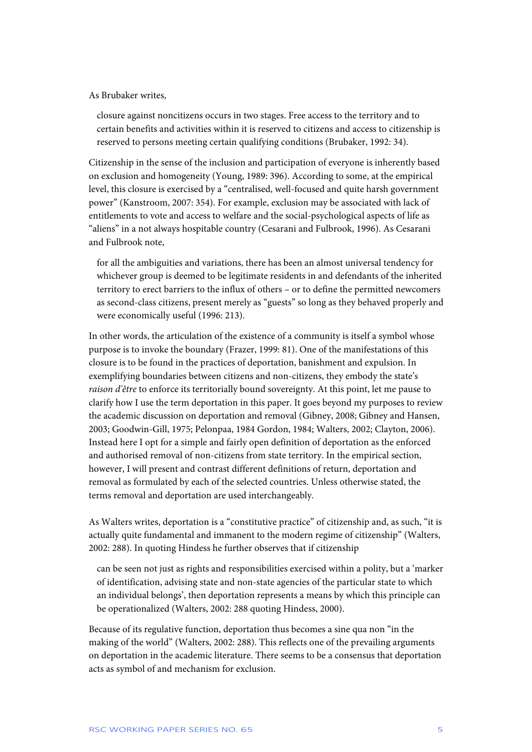As Brubaker writes,

> closure against noncitizens occurs in two stages. Free access to the territory and to certain benefits and activities within it is reserved to citizens and access to citizenship is reserved to persons meeting certain qualifying conditions (Brubaker, 1992: 34).

Citizenship in the sense of the inclusion and participation of everyone is inherently based on exclusion and homogeneity (Young, 1989: 396). According to some, at the empirical level, this closure is exercised by a "centralised, well-focused and quite harsh government power" (Kanstroom, 2007: 354). For example, exclusion may be associated with lack of entitlements to vote and access to welfare and the social-psychological aspects of life as "aliens" in a not always hospitable country (Cesarani and Fulbrook, 1996). As Cesarani and Fulbrook note,

> for all the ambiguities and variations, there has been an almost universal tendency for whichever group is deemed to be legitimate residents in and defendants of the inherited territory to erect barriers to the influx of others – or to define the permitted newcomers as second-class citizens, present merely as "guests" so long as they behaved properly and were economically useful (1996: 213).

In other words, the articulation of the existence of a community is itself a symbol whose purpose is to invoke the boundary (Frazer, 1999: 81). One of the manifestations of this closure is to be found in the practices of deportation, banishment and expulsion. In exemplifying boundaries between citizens and non-citizens, they embody the state's *raison d'être* to enforce its territorially bound sovereignty. At this point, let me pause to clarify how I use the term deportation in this paper. It goes beyond my purposes to review the academic discussion on deportation and removal (Gibney, 2008; Gibney and Hansen, 2003; Goodwin-Gill, 1975; Pelonpaa, 1984 Gordon, 1984; Walters, 2002; Clayton, 2006). Instead here I opt for a simple and fairly open definition of deportation as the enforced and authorised removal of non-citizens from state territory. In the empirical section, however, I will present and contrast different definitions of return, deportation and removal as formulated by each of the selected countries. Unless otherwise stated, the terms removal and deportation are used interchangeably.

As Walters writes, deportation is a "constitutive practice" of citizenship and, as such, "it is actually quite fundamental and immanent to the modern regime of citizenship" (Walters, 2002: 288). In quoting Hindess he further observes that if citizenship

> can be seen not just as rights and responsibilities exercised within a polity, but a 'marker of identification, advising state and non-state agencies of the particular state to which an individual belongs', then deportation represents a means by which this principle can be operationalized (Walters, 2002: 288 quoting Hindess, 2000).

Because of its regulative function, deportation thus becomes a sine qua non "in the making of the world" (Walters, 2002: 288). This reflects one of the prevailing arguments on deportation in the academic literature. There seems to be a consensus that deportation acts as symbol of and mechanism for exclusion.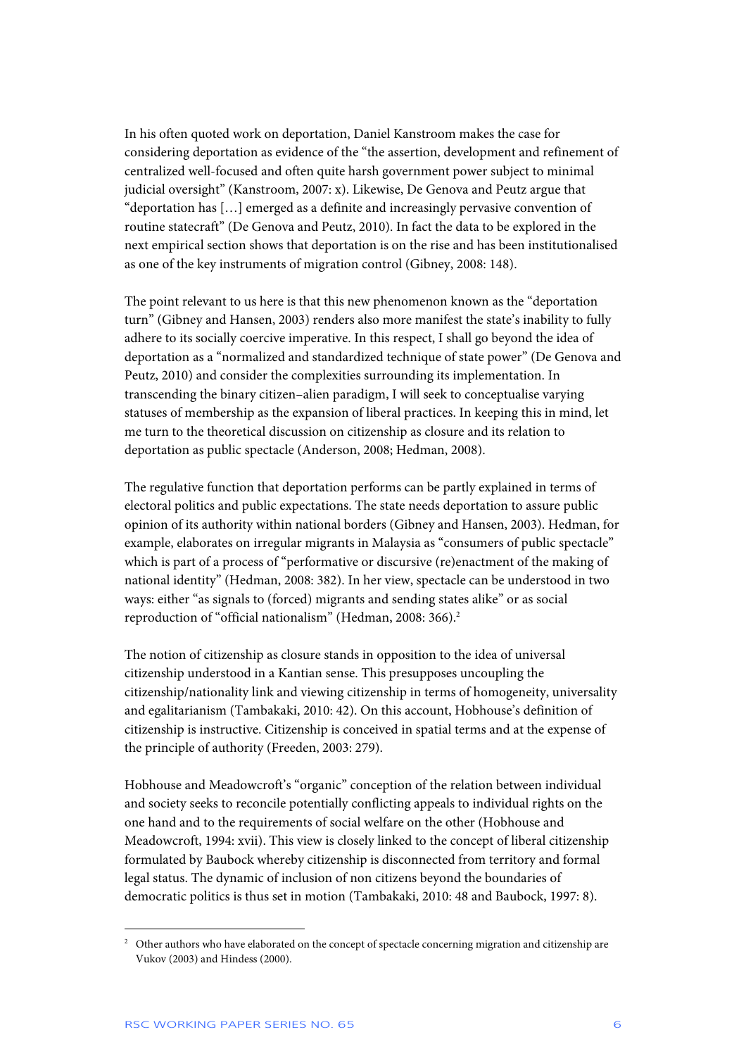In his often quoted work on deportation, Daniel Kanstroom makes the case for considering deportation as evidence of the "the assertion, development and refinement of centralized well-focused and often quite harsh government power subject to minimal judicial oversight" (Kanstroom, 2007: x). Likewise, De Genova and Peutz argue that "deportation has […] emerged as a definite and increasingly pervasive convention of routine statecraft" (De Genova and Peutz, 2010). In fact the data to be explored in the next empirical section shows that deportation is on the rise and has been institutionalised as one of the key instruments of migration control (Gibney, 2008: 148).

The point relevant to us here is that this new phenomenon known as the "deportation turn" (Gibney and Hansen, 2003) renders also more manifest the state's inability to fully adhere to its socially coercive imperative. In this respect, I shall go beyond the idea of deportation as a "normalized and standardized technique of state power" (De Genova and Peutz, 2010) and consider the complexities surrounding its implementation. In transcending the binary citizen–alien paradigm, I will seek to conceptualise varying statuses of membership as the expansion of liberal practices. In keeping this in mind, let me turn to the theoretical discussion on citizenship as closure and its relation to deportation as public spectacle (Anderson, 2008; Hedman, 2008).

The regulative function that deportation performs can be partly explained in terms of electoral politics and public expectations. The state needs deportation to assure public opinion of its authority within national borders (Gibney and Hansen, 2003). Hedman, for example, elaborates on irregular migrants in Malaysia as "consumers of public spectacle" which is part of a process of "performative or discursive (re)enactment of the making of national identity" (Hedman, 2008: 382). In her view, spectacle can be understood in two ways: either "as signals to (forced) migrants and sending states alike" or as social reproduction of "official nationalism" (Hedman, 2008: 366).[2]

The notion of citizenship as closure stands in opposition to the idea of universal citizenship understood in a Kantian sense. This presupposes uncoupling the citizenship/nationality link and viewing citizenship in terms of homogeneity, universality and egalitarianism (Tambakaki, 2010: 42). On this account, Hobhouse's definition of citizenship is instructive. Citizenship is conceived in spatial terms and at the expense of the principle of authority (Freeden, 2003: 279).

Hobhouse and Meadowcroft's "organic" conception of the relation between individual and society seeks to reconcile potentially conflicting appeals to individual rights on the one hand and to the requirements of social welfare on the other (Hobhouse and Meadowcroft, 1994: xvii). This view is closely linked to the concept of liberal citizenship formulated by Baubock whereby citizenship is disconnected from territory and formal legal status. The dynamic of inclusion of non citizens beyond the boundaries of democratic politics is thus set in motion (Tambakaki, 2010: 48 and Baubock, 1997: 8).

---

[2] Other authors who have elaborated on the concept of spectacle concerning migration and citizenship are Vukov (2003) and Hindess (2000).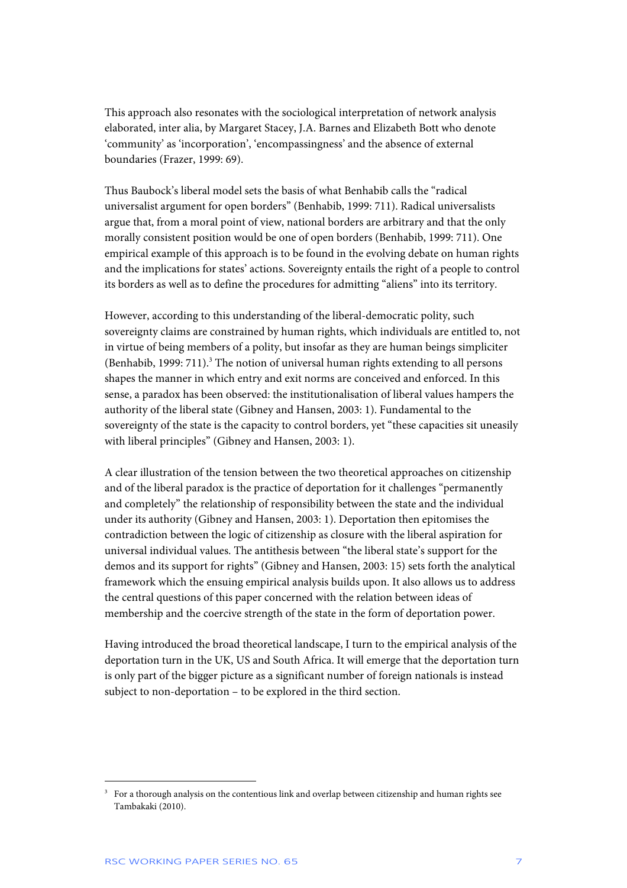This approach also resonates with the sociological interpretation of network analysis elaborated, inter alia, by Margaret Stacey, J.A. Barnes and Elizabeth Bott who denote 'community' as 'incorporation', 'encompassingness' and the absence of external boundaries (Frazer, 1999: 69).

Thus Baubock's liberal model sets the basis of what Benhabib calls the "radical universalist argument for open borders" (Benhabib, 1999: 711). Radical universalists argue that, from a moral point of view, national borders are arbitrary and that the only morally consistent position would be one of open borders (Benhabib, 1999: 711). One empirical example of this approach is to be found in the evolving debate on human rights and the implications for states' actions. Sovereignty entails the right of a people to control its borders as well as to define the procedures for admitting "aliens" into its territory.

However, according to this understanding of the liberal-democratic polity, such sovereignty claims are constrained by human rights, which individuals are entitled to, not in virtue of being members of a polity, but insofar as they are human beings simpliciter (Benhabib, 1999: 711).[3] The notion of universal human rights extending to all persons shapes the manner in which entry and exit norms are conceived and enforced. In this sense, a paradox has been observed: the institutionalisation of liberal values hampers the authority of the liberal state (Gibney and Hansen, 2003: 1). Fundamental to the sovereignty of the state is the capacity to control borders, yet "these capacities sit uneasily with liberal principles" (Gibney and Hansen, 2003: 1).

A clear illustration of the tension between the two theoretical approaches on citizenship and of the liberal paradox is the practice of deportation for it challenges "permanently and completely" the relationship of responsibility between the state and the individual under its authority (Gibney and Hansen, 2003: 1). Deportation then epitomises the contradiction between the logic of citizenship as closure with the liberal aspiration for universal individual values. The antithesis between "the liberal state's support for the demos and its support for rights" (Gibney and Hansen, 2003: 15) sets forth the analytical framework which the ensuing empirical analysis builds upon. It also allows us to address the central questions of this paper concerned with the relation between ideas of membership and the coercive strength of the state in the form of deportation power.

Having introduced the broad theoretical landscape, I turn to the empirical analysis of the deportation turn in the UK, US and South Africa. It will emerge that the deportation turn is only part of the bigger picture as a significant number of foreign nationals is instead subject to non-deportation – to be explored in the third section.

[3] For a thorough analysis on the contentious link and overlap between citizenship and human rights see Tambakaki (2010).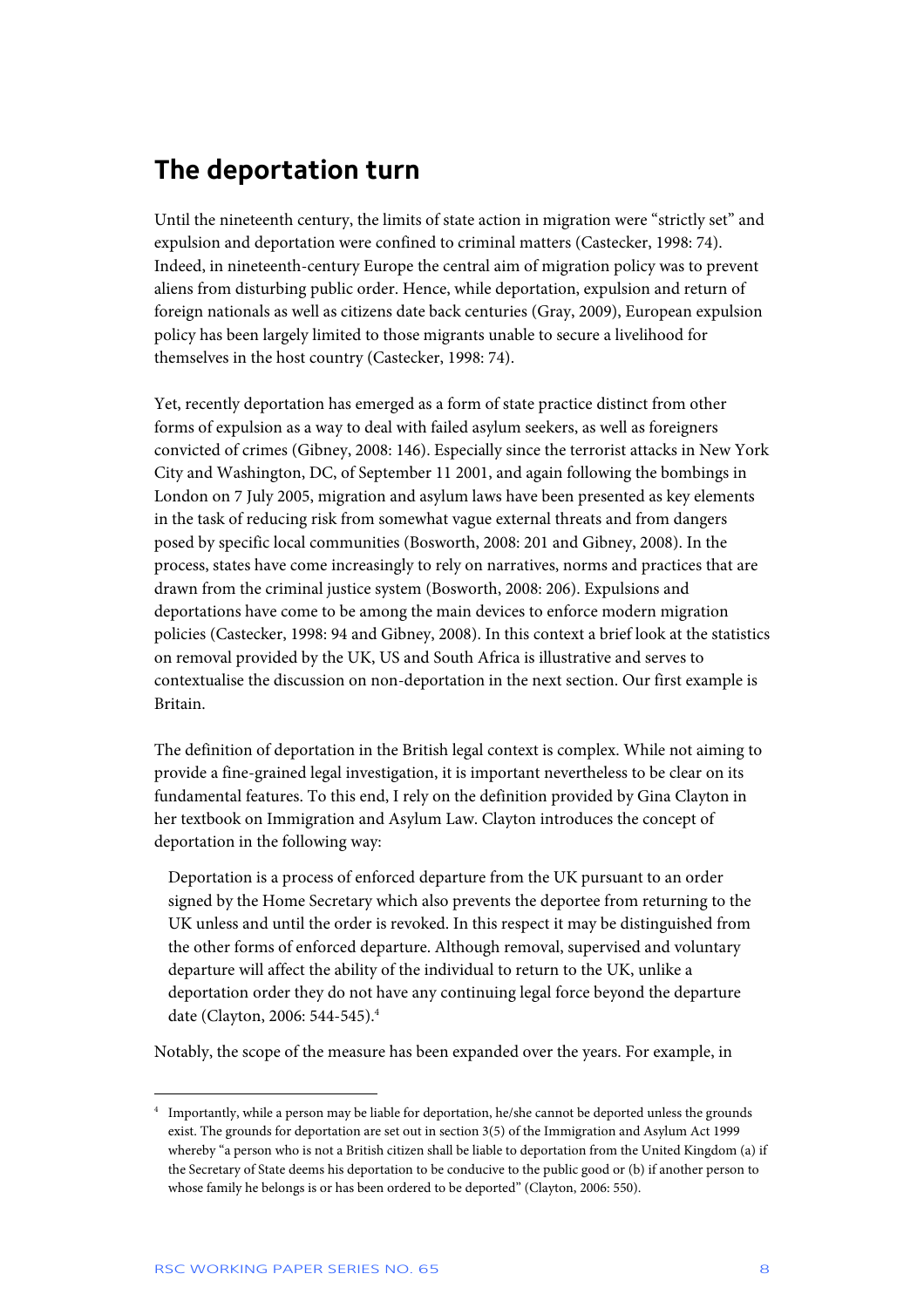## The deportation turn

Until the nineteenth century, the limits of state action in migration were "strictly set" and expulsion and deportation were confined to criminal matters (Castecker, 1998: 74). Indeed, in nineteenth-century Europe the central aim of migration policy was to prevent aliens from disturbing public order. Hence, while deportation, expulsion and return of foreign nationals as well as citizens date back centuries (Gray, 2009), European expulsion policy has been largely limited to those migrants unable to secure a livelihood for themselves in the host country (Castecker, 1998: 74).

Yet, recently deportation has emerged as a form of state practice distinct from other forms of expulsion as a way to deal with failed asylum seekers, as well as foreigners convicted of crimes (Gibney, 2008: 146). Especially since the terrorist attacks in New York City and Washington, DC, of September 11 2001, and again following the bombings in London on 7 July 2005, migration and asylum laws have been presented as key elements in the task of reducing risk from somewhat vague external threats and from dangers posed by specific local communities (Bosworth, 2008: 201 and Gibney, 2008). In the process, states have come increasingly to rely on narratives, norms and practices that are drawn from the criminal justice system (Bosworth, 2008: 206). Expulsions and deportations have come to be among the main devices to enforce modern migration policies (Castecker, 1998: 94 and Gibney, 2008). In this context a brief look at the statistics on removal provided by the UK, US and South Africa is illustrative and serves to contextualise the discussion on non-deportation in the next section. Our first example is Britain.

The definition of deportation in the British legal context is complex. While not aiming to provide a fine-grained legal investigation, it is important nevertheless to be clear on its fundamental features. To this end, I rely on the definition provided by Gina Clayton in her textbook on Immigration and Asylum Law. Clayton introduces the concept of deportation in the following way:

> Deportation is a process of enforced departure from the UK pursuant to an order signed by the Home Secretary which also prevents the deportee from returning to the UK unless and until the order is revoked. In this respect it may be distinguished from the other forms of enforced departure. Although removal, supervised and voluntary departure will affect the ability of the individual to return to the UK, unlike a deportation order they do not have any continuing legal force beyond the departure date (Clayton, 2006: 544-545).[4]

Notably, the scope of the measure has been expanded over the years. For example, in

---

[4] Importantly, while a person may be liable for deportation, he/she cannot be deported unless the grounds exist. The grounds for deportation are set out in section 3(5) of the Immigration and Asylum Act 1999 whereby "a person who is not a British citizen shall be liable to deportation from the United Kingdom (a) if the Secretary of State deems his deportation to be conducive to the public good or (b) if another person to whose family he belongs is or has been ordered to be deported" (Clayton, 2006: 550).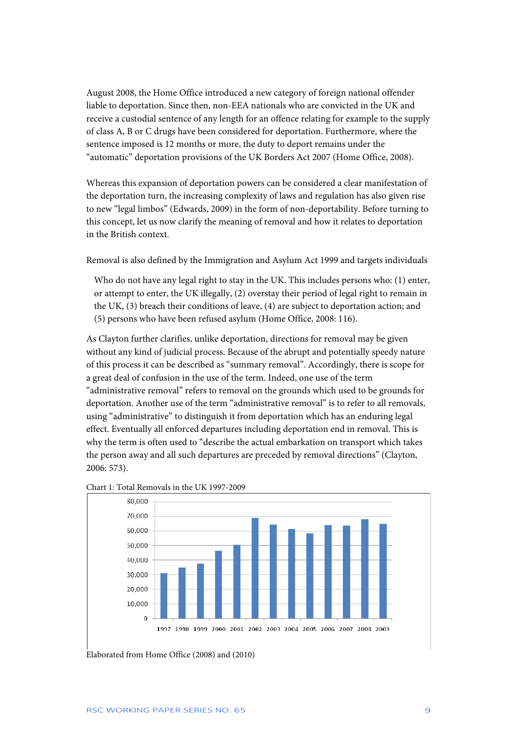August 2008, the Home Office introduced a new category of foreign national offender liable to deportation. Since then, non-EEA nationals who are convicted in the UK and receive a custodial sentence of any length for an offence relating for example to the supply of class A, B or C drugs have been considered for deportation. Furthermore, where the sentence imposed is 12 months or more, the duty to deport remains under the "automatic" deportation provisions of the UK Borders Act 2007 (Home Office, 2008).

Whereas this expansion of deportation powers can be considered a clear manifestation of the deportation turn, the increasing complexity of laws and regulation has also given rise to new "legal limbos" (Edwards, 2009) in the form of non-deportability. Before turning to this concept, let us now clarify the meaning of removal and how it relates to deportation in the British context.

Removal is also defined by the Immigration and Asylum Act 1999 and targets individuals

> Who do not have any legal right to stay in the UK. This includes persons who: (1) enter, or attempt to enter, the UK illegally, (2) overstay their period of legal right to remain in the UK, (3) breach their conditions of leave, (4) are subject to deportation action; and (5) persons who have been refused asylum (Home Office, 2008: 116).

As Clayton further clarifies, unlike deportation, directions for removal may be given without any kind of judicial process. Because of the abrupt and potentially speedy nature of this process it can be described as "summary removal". Accordingly, there is scope for a great deal of confusion in the use of the term. Indeed, one use of the term "administrative removal" refers to removal on the grounds which used to be grounds for deportation. Another use of the term "administrative removal" is to refer to all removals, using "administrative" to distinguish it from deportation which has an enduring legal effect. Eventually all enforced departures including deportation end in removal. This is why the term is often used to "describe the actual embarkation on transport which takes the person away and all such departures are preceded by removal directions" (Clayton, 2006: 573).

Chart 1: Total Removals in the UK 1997-2009

Elaborated from Home Office (2008) and (2010)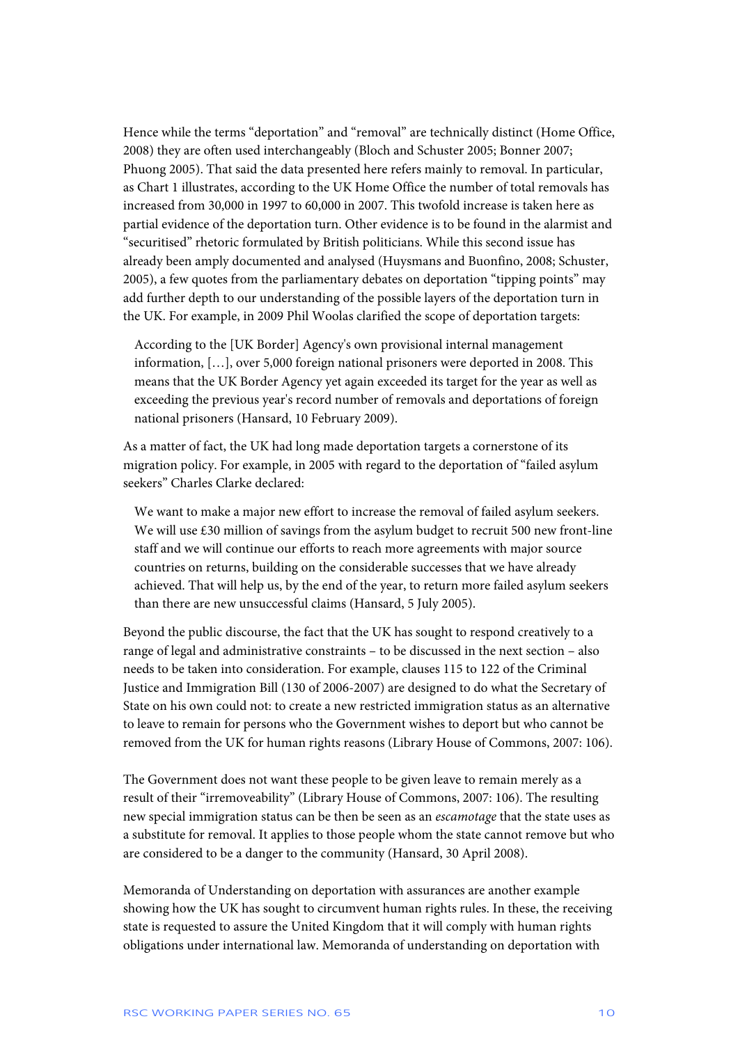Hence while the terms "deportation" and "removal" are technically distinct (Home Office, 2008) they are often used interchangeably (Bloch and Schuster 2005; Bonner 2007; Phuong 2005). That said the data presented here refers mainly to removal. In particular, as Chart 1 illustrates, according to the UK Home Office the number of total removals has increased from 30,000 in 1997 to 60,000 in 2007. This twofold increase is taken here as partial evidence of the deportation turn. Other evidence is to be found in the alarmist and "securitised" rhetoric formulated by British politicians. While this second issue has already been amply documented and analysed (Huysmans and Buonfino, 2008; Schuster, 2005), a few quotes from the parliamentary debates on deportation "tipping points" may add further depth to our understanding of the possible layers of the deportation turn in the UK. For example, in 2009 Phil Woolas clarified the scope of deportation targets:

> According to the [UK Border] Agency's own provisional internal management information, […], over 5,000 foreign national prisoners were deported in 2008. This means that the UK Border Agency yet again exceeded its target for the year as well as exceeding the previous year's record number of removals and deportations of foreign national prisoners (Hansard, 10 February 2009).

As a matter of fact, the UK had long made deportation targets a cornerstone of its migration policy. For example, in 2005 with regard to the deportation of "failed asylum seekers" Charles Clarke declared:

> We want to make a major new effort to increase the removal of failed asylum seekers. We will use £30 million of savings from the asylum budget to recruit 500 new front-line staff and we will continue our efforts to reach more agreements with major source countries on returns, building on the considerable successes that we have already achieved. That will help us, by the end of the year, to return more failed asylum seekers than there are new unsuccessful claims (Hansard, 5 July 2005).

Beyond the public discourse, the fact that the UK has sought to respond creatively to a range of legal and administrative constraints – to be discussed in the next section – also needs to be taken into consideration. For example, clauses 115 to 122 of the Criminal Justice and Immigration Bill (130 of 2006-2007) are designed to do what the Secretary of State on his own could not: to create a new restricted immigration status as an alternative to leave to remain for persons who the Government wishes to deport but who cannot be removed from the UK for human rights reasons (Library House of Commons, 2007: 106).

The Government does not want these people to be given leave to remain merely as a result of their "irremoveability" (Library House of Commons, 2007: 106). The resulting new special immigration status can be then be seen as an *escamotage* that the state uses as a substitute for removal. It applies to those people whom the state cannot remove but who are considered to be a danger to the community (Hansard, 30 April 2008).

Memoranda of Understanding on deportation with assurances are another example showing how the UK has sought to circumvent human rights rules. In these, the receiving state is requested to assure the United Kingdom that it will comply with human rights obligations under international law. Memoranda of understanding on deportation with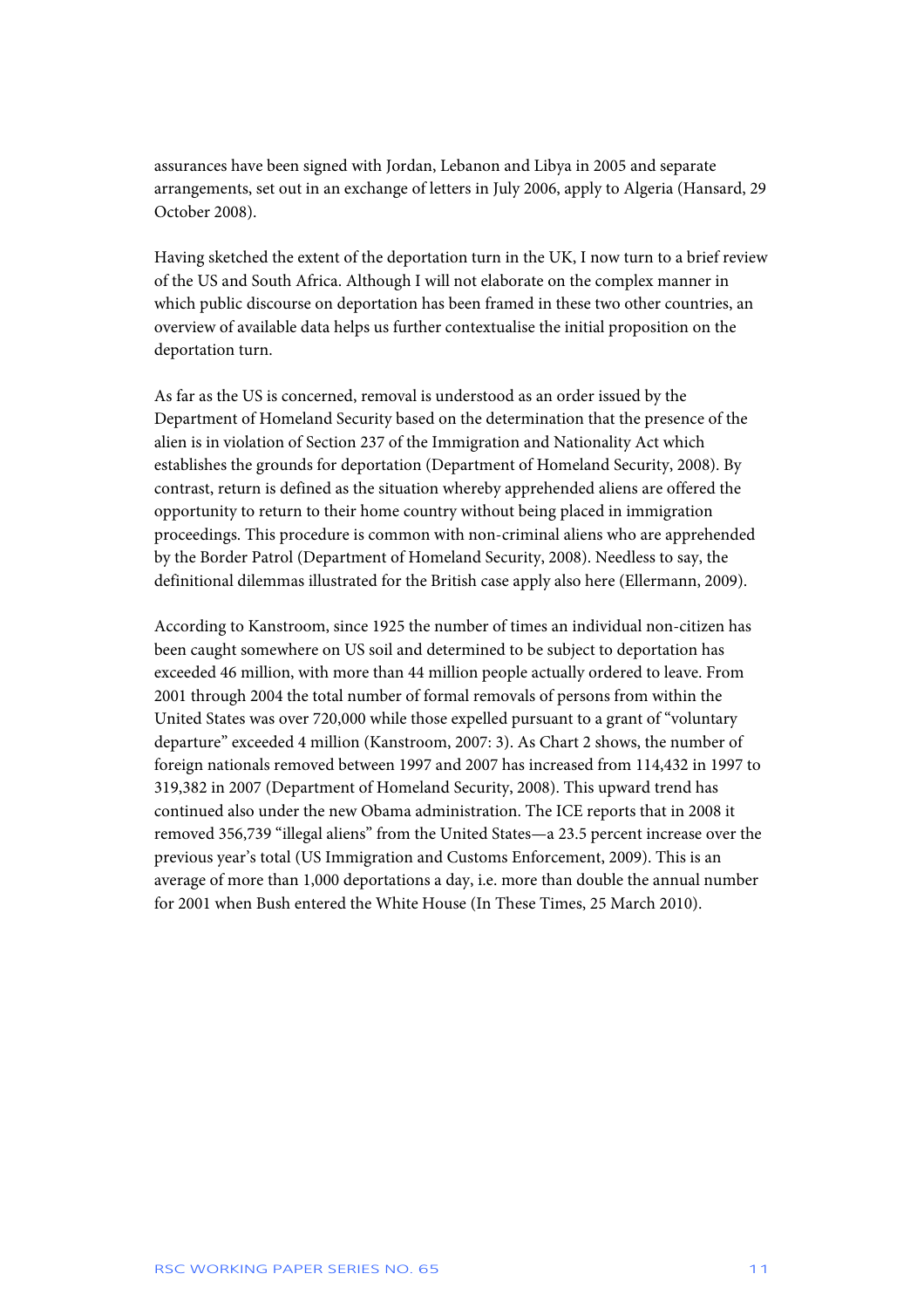assurances have been signed with Jordan, Lebanon and Libya in 2005 and separate arrangements, set out in an exchange of letters in July 2006, apply to Algeria (Hansard, 29 October 2008).

Having sketched the extent of the deportation turn in the UK, I now turn to a brief review of the US and South Africa. Although I will not elaborate on the complex manner in which public discourse on deportation has been framed in these two other countries, an overview of available data helps us further contextualise the initial proposition on the deportation turn.

As far as the US is concerned, removal is understood as an order issued by the Department of Homeland Security based on the determination that the presence of the alien is in violation of Section 237 of the Immigration and Nationality Act which establishes the grounds for deportation (Department of Homeland Security, 2008). By contrast, return is defined as the situation whereby apprehended aliens are offered the opportunity to return to their home country without being placed in immigration proceedings. This procedure is common with non-criminal aliens who are apprehended by the Border Patrol (Department of Homeland Security, 2008). Needless to say, the definitional dilemmas illustrated for the British case apply also here (Ellermann, 2009).

According to Kanstroom, since 1925 the number of times an individual non-citizen has been caught somewhere on US soil and determined to be subject to deportation has exceeded 46 million, with more than 44 million people actually ordered to leave. From 2001 through 2004 the total number of formal removals of persons from within the United States was over 720,000 while those expelled pursuant to a grant of "voluntary departure" exceeded 4 million (Kanstroom, 2007: 3). As Chart 2 shows, the number of foreign nationals removed between 1997 and 2007 has increased from 114,432 in 1997 to 319,382 in 2007 (Department of Homeland Security, 2008). This upward trend has continued also under the new Obama administration. The ICE reports that in 2008 it removed 356,739 "illegal aliens" from the United States—a 23.5 percent increase over the previous year's total (US Immigration and Customs Enforcement, 2009). This is an average of more than 1,000 deportations a day, i.e. more than double the annual number for 2001 when Bush entered the White House (In These Times, 25 March 2010).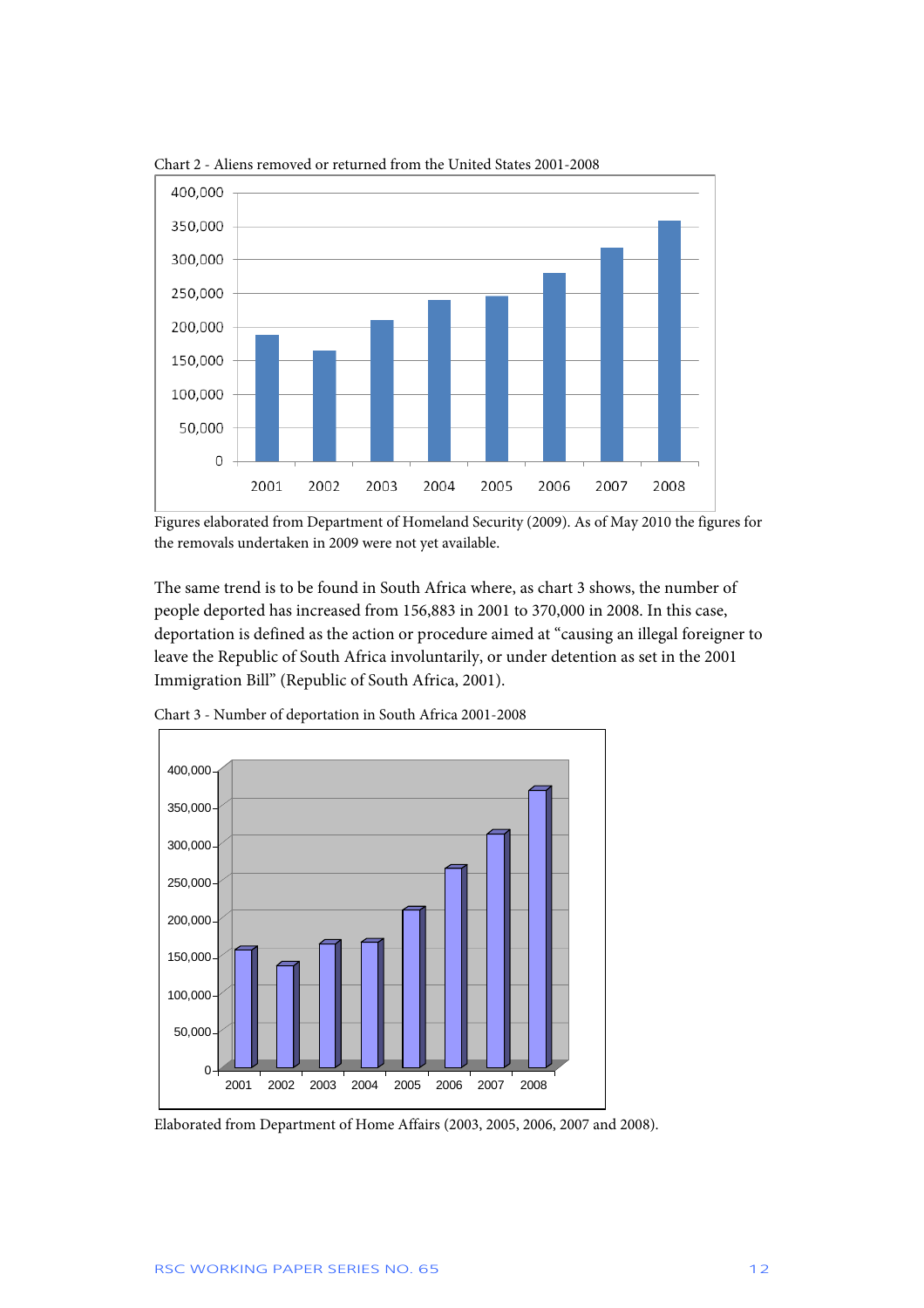Chart 2 - Aliens removed or returned from the United States 2001-2008

Figures elaborated from Department of Homeland Security (2009). As of May 2010 the figures for the removals undertaken in 2009 were not yet available.

The same trend is to be found in South Africa where, as chart 3 shows, the number of people deported has increased from 156,883 in 2001 to 370,000 in 2008. In this case, deportation is defined as the action or procedure aimed at "causing an illegal foreigner to leave the Republic of South Africa involuntarily, or under detention as set in the 2001 Immigration Bill" (Republic of South Africa, 2001).

Chart 3 - Number of deportation in South Africa 2001-2008

Elaborated from Department of Home Affairs (2003, 2005, 2006, 2007 and 2008).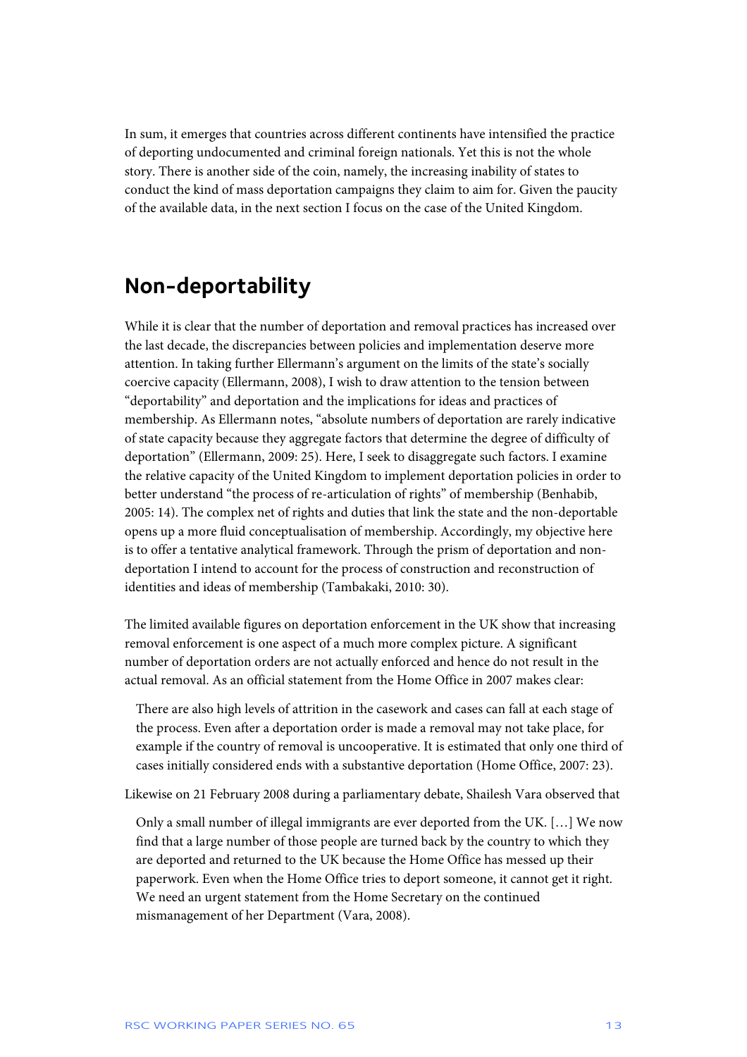In sum, it emerges that countries across different continents have intensified the practice of deporting undocumented and criminal foreign nationals. Yet this is not the whole story. There is another side of the coin, namely, the increasing inability of states to conduct the kind of mass deportation campaigns they claim to aim for. Given the paucity of the available data, in the next section I focus on the case of the United Kingdom.

## Non-deportability

While it is clear that the number of deportation and removal practices has increased over the last decade, the discrepancies between policies and implementation deserve more attention. In taking further Ellermann's argument on the limits of the state's socially coercive capacity (Ellermann, 2008), I wish to draw attention to the tension between "deportability" and deportation and the implications for ideas and practices of membership. As Ellermann notes, "absolute numbers of deportation are rarely indicative of state capacity because they aggregate factors that determine the degree of difficulty of deportation" (Ellermann, 2009: 25). Here, I seek to disaggregate such factors. I examine the relative capacity of the United Kingdom to implement deportation policies in order to better understand "the process of re-articulation of rights" of membership (Benhabib, 2005: 14). The complex net of rights and duties that link the state and the non-deportable opens up a more fluid conceptualisation of membership. Accordingly, my objective here is to offer a tentative analytical framework. Through the prism of deportation and non-deportation I intend to account for the process of construction and reconstruction of identities and ideas of membership (Tambakaki, 2010: 30).

The limited available figures on deportation enforcement in the UK show that increasing removal enforcement is one aspect of a much more complex picture. A significant number of deportation orders are not actually enforced and hence do not result in the actual removal. As an official statement from the Home Office in 2007 makes clear:

> There are also high levels of attrition in the casework and cases can fall at each stage of the process. Even after a deportation order is made a removal may not take place, for example if the country of removal is uncooperative. It is estimated that only one third of cases initially considered ends with a substantive deportation (Home Office, 2007: 23).

Likewise on 21 February 2008 during a parliamentary debate, Shailesh Vara observed that

> Only a small number of illegal immigrants are ever deported from the UK. […] We now find that a large number of those people are turned back by the country to which they are deported and returned to the UK because the Home Office has messed up their paperwork. Even when the Home Office tries to deport someone, it cannot get it right. We need an urgent statement from the Home Secretary on the continued mismanagement of her Department (Vara, 2008).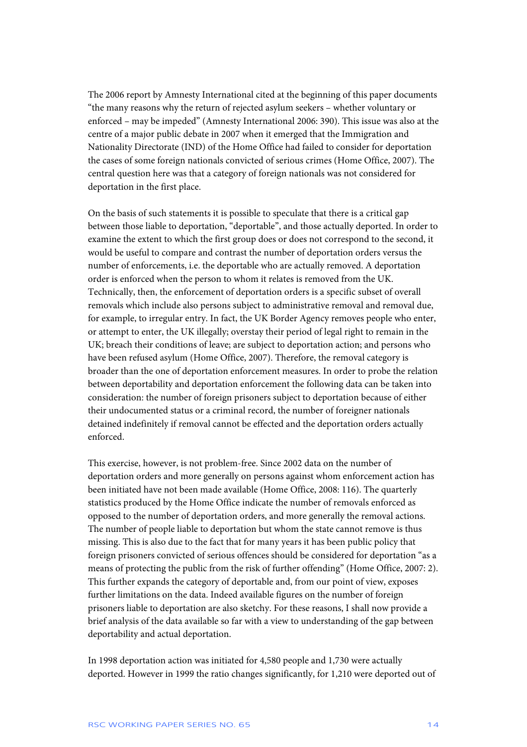The 2006 report by Amnesty International cited at the beginning of this paper documents "the many reasons why the return of rejected asylum seekers – whether voluntary or enforced – may be impeded" (Amnesty International 2006: 390). This issue was also at the centre of a major public debate in 2007 when it emerged that the Immigration and Nationality Directorate (IND) of the Home Office had failed to consider for deportation the cases of some foreign nationals convicted of serious crimes (Home Office, 2007). The central question here was that a category of foreign nationals was not considered for deportation in the first place.

On the basis of such statements it is possible to speculate that there is a critical gap between those liable to deportation, "deportable", and those actually deported. In order to examine the extent to which the first group does or does not correspond to the second, it would be useful to compare and contrast the number of deportation orders versus the number of enforcements, i.e. the deportable who are actually removed. A deportation order is enforced when the person to whom it relates is removed from the UK. Technically, then, the enforcement of deportation orders is a specific subset of overall removals which include also persons subject to administrative removal and removal due, for example, to irregular entry. In fact, the UK Border Agency removes people who enter, or attempt to enter, the UK illegally; overstay their period of legal right to remain in the UK; breach their conditions of leave; are subject to deportation action; and persons who have been refused asylum (Home Office, 2007). Therefore, the removal category is broader than the one of deportation enforcement measures. In order to probe the relation between deportability and deportation enforcement the following data can be taken into consideration: the number of foreign prisoners subject to deportation because of either their undocumented status or a criminal record, the number of foreigner nationals detained indefinitely if removal cannot be effected and the deportation orders actually enforced.

This exercise, however, is not problem-free. Since 2002 data on the number of deportation orders and more generally on persons against whom enforcement action has been initiated have not been made available (Home Office, 2008: 116). The quarterly statistics produced by the Home Office indicate the number of removals enforced as opposed to the number of deportation orders, and more generally the removal actions. The number of people liable to deportation but whom the state cannot remove is thus missing. This is also due to the fact that for many years it has been public policy that foreign prisoners convicted of serious offences should be considered for deportation "as a means of protecting the public from the risk of further offending" (Home Office, 2007: 2). This further expands the category of deportable and, from our point of view, exposes further limitations on the data. Indeed available figures on the number of foreign prisoners liable to deportation are also sketchy. For these reasons, I shall now provide a brief analysis of the data available so far with a view to understanding of the gap between deportability and actual deportation.

In 1998 deportation action was initiated for 4,580 people and 1,730 were actually deported. However in 1999 the ratio changes significantly, for 1,210 were deported out of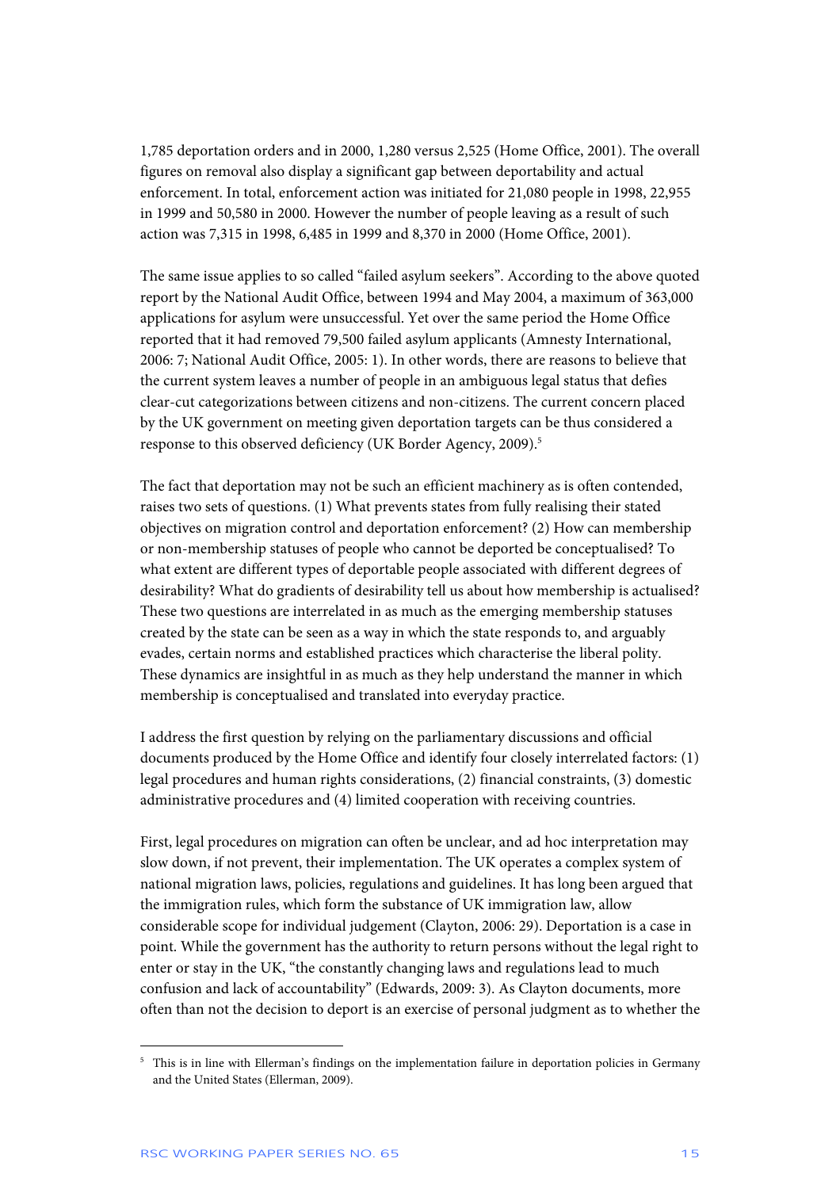1,785 deportation orders and in 2000, 1,280 versus 2,525 (Home Office, 2001). The overall figures on removal also display a significant gap between deportability and actual enforcement. In total, enforcement action was initiated for 21,080 people in 1998, 22,955 in 1999 and 50,580 in 2000. However the number of people leaving as a result of such action was 7,315 in 1998, 6,485 in 1999 and 8,370 in 2000 (Home Office, 2001).

The same issue applies to so called "failed asylum seekers". According to the above quoted report by the National Audit Office, between 1994 and May 2004, a maximum of 363,000 applications for asylum were unsuccessful. Yet over the same period the Home Office reported that it had removed 79,500 failed asylum applicants (Amnesty International, 2006: 7; National Audit Office, 2005: 1). In other words, there are reasons to believe that the current system leaves a number of people in an ambiguous legal status that defies clear-cut categorizations between citizens and non-citizens. The current concern placed by the UK government on meeting given deportation targets can be thus considered a response to this observed deficiency (UK Border Agency, 2009).[5]

The fact that deportation may not be such an efficient machinery as is often contended, raises two sets of questions. (1) What prevents states from fully realising their stated objectives on migration control and deportation enforcement? (2) How can membership or non-membership statuses of people who cannot be deported be conceptualised? To what extent are different types of deportable people associated with different degrees of desirability? What do gradients of desirability tell us about how membership is actualised? These two questions are interrelated in as much as the emerging membership statuses created by the state can be seen as a way in which the state responds to, and arguably evades, certain norms and established practices which characterise the liberal polity. These dynamics are insightful in as much as they help understand the manner in which membership is conceptualised and translated into everyday practice.

I address the first question by relying on the parliamentary discussions and official documents produced by the Home Office and identify four closely interrelated factors: (1) legal procedures and human rights considerations, (2) financial constraints, (3) domestic administrative procedures and (4) limited cooperation with receiving countries.

First, legal procedures on migration can often be unclear, and ad hoc interpretation may slow down, if not prevent, their implementation. The UK operates a complex system of national migration laws, policies, regulations and guidelines. It has long been argued that the immigration rules, which form the substance of UK immigration law, allow considerable scope for individual judgement (Clayton, 2006: 29). Deportation is a case in point. While the government has the authority to return persons without the legal right to enter or stay in the UK, "the constantly changing laws and regulations lead to much confusion and lack of accountability" (Edwards, 2009: 3). As Clayton documents, more often than not the decision to deport is an exercise of personal judgment as to whether the

[5] This is in line with Ellerman's findings on the implementation failure in deportation policies in Germany and the United States (Ellerman, 2009).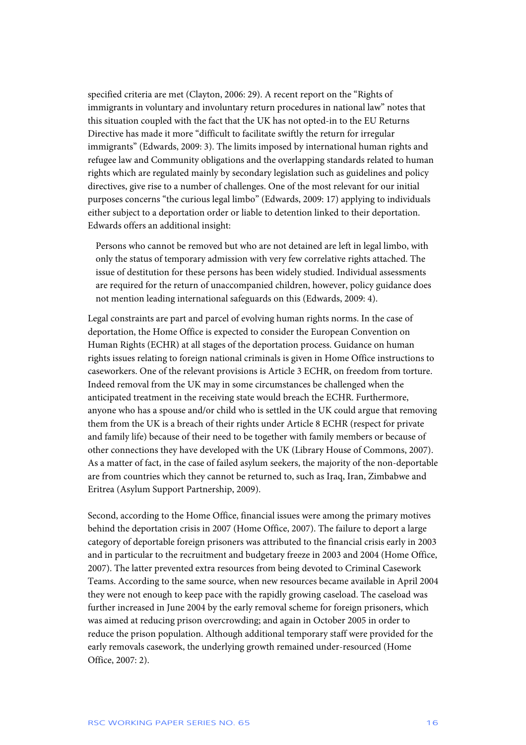specified criteria are met (Clayton, 2006: 29). A recent report on the "Rights of immigrants in voluntary and involuntary return procedures in national law" notes that this situation coupled with the fact that the UK has not opted-in to the EU Returns Directive has made it more "difficult to facilitate swiftly the return for irregular immigrants" (Edwards, 2009: 3). The limits imposed by international human rights and refugee law and Community obligations and the overlapping standards related to human rights which are regulated mainly by secondary legislation such as guidelines and policy directives, give rise to a number of challenges. One of the most relevant for our initial purposes concerns "the curious legal limbo" (Edwards, 2009: 17) applying to individuals either subject to a deportation order or liable to detention linked to their deportation. Edwards offers an additional insight:

> Persons who cannot be removed but who are not detained are left in legal limbo, with only the status of temporary admission with very few correlative rights attached. The issue of destitution for these persons has been widely studied. Individual assessments are required for the return of unaccompanied children, however, policy guidance does not mention leading international safeguards on this (Edwards, 2009: 4).

Legal constraints are part and parcel of evolving human rights norms. In the case of deportation, the Home Office is expected to consider the European Convention on Human Rights (ECHR) at all stages of the deportation process. Guidance on human rights issues relating to foreign national criminals is given in Home Office instructions to caseworkers. One of the relevant provisions is Article 3 ECHR, on freedom from torture. Indeed removal from the UK may in some circumstances be challenged when the anticipated treatment in the receiving state would breach the ECHR. Furthermore, anyone who has a spouse and/or child who is settled in the UK could argue that removing them from the UK is a breach of their rights under Article 8 ECHR (respect for private and family life) because of their need to be together with family members or because of other connections they have developed with the UK (Library House of Commons, 2007). As a matter of fact, in the case of failed asylum seekers, the majority of the non-deportable are from countries which they cannot be returned to, such as Iraq, Iran, Zimbabwe and Eritrea (Asylum Support Partnership, 2009).

Second, according to the Home Office, financial issues were among the primary motives behind the deportation crisis in 2007 (Home Office, 2007). The failure to deport a large category of deportable foreign prisoners was attributed to the financial crisis early in 2003 and in particular to the recruitment and budgetary freeze in 2003 and 2004 (Home Office, 2007). The latter prevented extra resources from being devoted to Criminal Casework Teams. According to the same source, when new resources became available in April 2004 they were not enough to keep pace with the rapidly growing caseload. The caseload was further increased in June 2004 by the early removal scheme for foreign prisoners, which was aimed at reducing prison overcrowding; and again in October 2005 in order to reduce the prison population. Although additional temporary staff were provided for the early removals casework, the underlying growth remained under-resourced (Home Office, 2007: 2).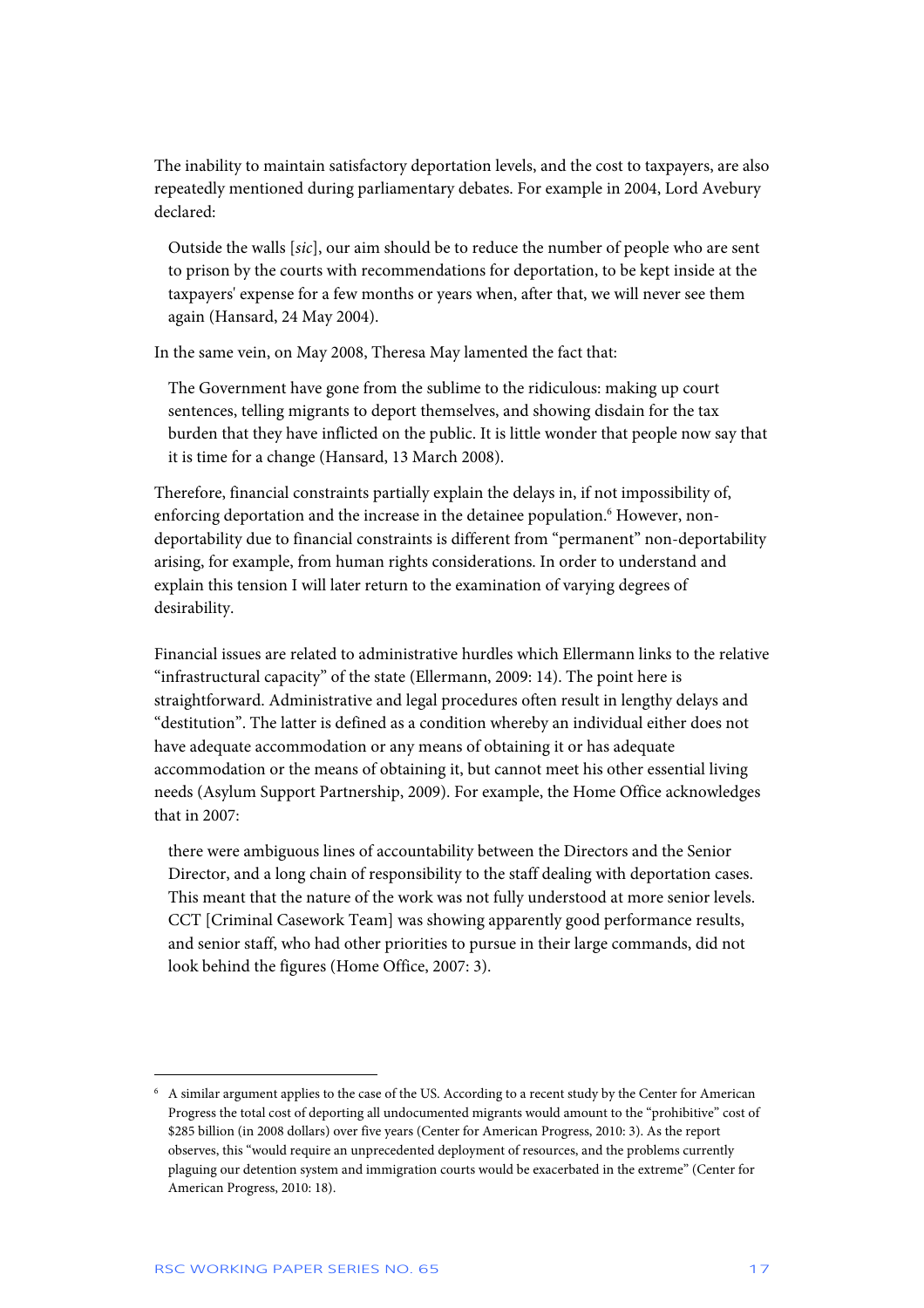The inability to maintain satisfactory deportation levels, and the cost to taxpayers, are also repeatedly mentioned during parliamentary debates. For example in 2004, Lord Avebury declared:

> Outside the walls [*sic*], our aim should be to reduce the number of people who are sent to prison by the courts with recommendations for deportation, to be kept inside at the taxpayers' expense for a few months or years when, after that, we will never see them again (Hansard, 24 May 2004).

In the same vein, on May 2008, Theresa May lamented the fact that:

> The Government have gone from the sublime to the ridiculous: making up court sentences, telling migrants to deport themselves, and showing disdain for the tax burden that they have inflicted on the public. It is little wonder that people now say that it is time for a change (Hansard, 13 March 2008).

Therefore, financial constraints partially explain the delays in, if not impossibility of, enforcing deportation and the increase in the detainee population.[6] However, non-deportability due to financial constraints is different from "permanent" non-deportability arising, for example, from human rights considerations. In order to understand and explain this tension I will later return to the examination of varying degrees of desirability.

Financial issues are related to administrative hurdles which Ellermann links to the relative "infrastructural capacity" of the state (Ellermann, 2009: 14). The point here is straightforward. Administrative and legal procedures often result in lengthy delays and "destitution". The latter is defined as a condition whereby an individual either does not have adequate accommodation or any means of obtaining it or has adequate accommodation or the means of obtaining it, but cannot meet his other essential living needs (Asylum Support Partnership, 2009). For example, the Home Office acknowledges that in 2007:

> there were ambiguous lines of accountability between the Directors and the Senior Director, and a long chain of responsibility to the staff dealing with deportation cases. This meant that the nature of the work was not fully understood at more senior levels. CCT [Criminal Casework Team] was showing apparently good performance results, and senior staff, who had other priorities to pursue in their large commands, did not look behind the figures (Home Office, 2007: 3).

---

[6] A similar argument applies to the case of the US. According to a recent study by the Center for American Progress the total cost of deporting all undocumented migrants would amount to the "prohibitive" cost of $285 billion (in 2008 dollars) over five years (Center for American Progress, 2010: 3). As the report observes, this "would require an unprecedented deployment of resources, and the problems currently plaguing our detention system and immigration courts would be exacerbated in the extreme" (Center for American Progress, 2010: 18).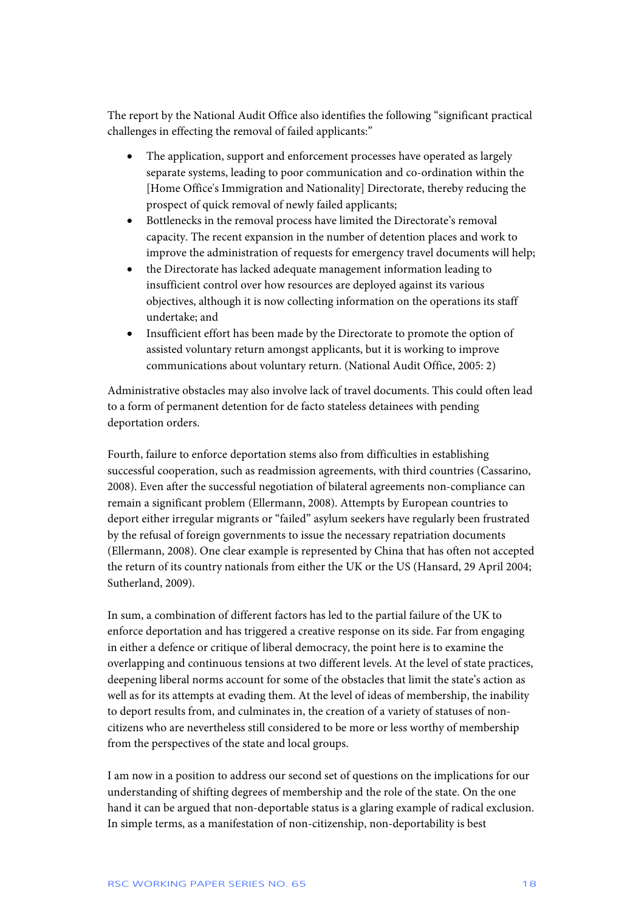The report by the National Audit Office also identifies the following "significant practical challenges in effecting the removal of failed applicants:"

- The application, support and enforcement processes have operated as largely separate systems, leading to poor communication and co-ordination within the [Home Office's Immigration and Nationality] Directorate, thereby reducing the prospect of quick removal of newly failed applicants;
- Bottlenecks in the removal process have limited the Directorate's removal capacity. The recent expansion in the number of detention places and work to improve the administration of requests for emergency travel documents will help;
- the Directorate has lacked adequate management information leading to insufficient control over how resources are deployed against its various objectives, although it is now collecting information on the operations its staff undertake; and
- Insufficient effort has been made by the Directorate to promote the option of assisted voluntary return amongst applicants, but it is working to improve communications about voluntary return. (National Audit Office, 2005: 2)

Administrative obstacles may also involve lack of travel documents. This could often lead to a form of permanent detention for de facto stateless detainees with pending deportation orders.

Fourth, failure to enforce deportation stems also from difficulties in establishing successful cooperation, such as readmission agreements, with third countries (Cassarino, 2008). Even after the successful negotiation of bilateral agreements non-compliance can remain a significant problem (Ellermann, 2008). Attempts by European countries to deport either irregular migrants or "failed" asylum seekers have regularly been frustrated by the refusal of foreign governments to issue the necessary repatriation documents (Ellermann, 2008). One clear example is represented by China that has often not accepted the return of its country nationals from either the UK or the US (Hansard, 29 April 2004; Sutherland, 2009).

In sum, a combination of different factors has led to the partial failure of the UK to enforce deportation and has triggered a creative response on its side. Far from engaging in either a defence or critique of liberal democracy, the point here is to examine the overlapping and continuous tensions at two different levels. At the level of state practices, deepening liberal norms account for some of the obstacles that limit the state's action as well as for its attempts at evading them. At the level of ideas of membership, the inability to deport results from, and culminates in, the creation of a variety of statuses of non-citizens who are nevertheless still considered to be more or less worthy of membership from the perspectives of the state and local groups.

I am now in a position to address our second set of questions on the implications for our understanding of shifting degrees of membership and the role of the state. On the one hand it can be argued that non-deportable status is a glaring example of radical exclusion. In simple terms, as a manifestation of non-citizenship, non-deportability is best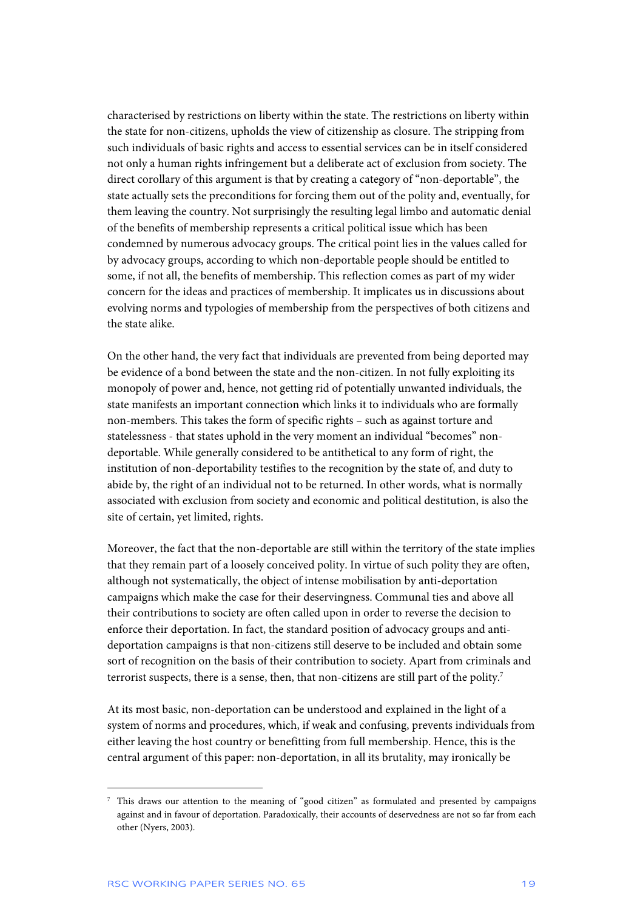characterised by restrictions on liberty within the state. The restrictions on liberty within the state for non-citizens, upholds the view of citizenship as closure. The stripping from such individuals of basic rights and access to essential services can be in itself considered not only a human rights infringement but a deliberate act of exclusion from society. The direct corollary of this argument is that by creating a category of "non-deportable", the state actually sets the preconditions for forcing them out of the polity and, eventually, for them leaving the country. Not surprisingly the resulting legal limbo and automatic denial of the benefits of membership represents a critical political issue which has been condemned by numerous advocacy groups. The critical point lies in the values called for by advocacy groups, according to which non-deportable people should be entitled to some, if not all, the benefits of membership. This reflection comes as part of my wider concern for the ideas and practices of membership. It implicates us in discussions about evolving norms and typologies of membership from the perspectives of both citizens and the state alike.

On the other hand, the very fact that individuals are prevented from being deported may be evidence of a bond between the state and the non-citizen. In not fully exploiting its monopoly of power and, hence, not getting rid of potentially unwanted individuals, the state manifests an important connection which links it to individuals who are formally non-members. This takes the form of specific rights – such as against torture and statelessness - that states uphold in the very moment an individual "becomes" non-deportable. While generally considered to be antithetical to any form of right, the institution of non-deportability testifies to the recognition by the state of, and duty to abide by, the right of an individual not to be returned. In other words, what is normally associated with exclusion from society and economic and political destitution, is also the site of certain, yet limited, rights.

Moreover, the fact that the non-deportable are still within the territory of the state implies that they remain part of a loosely conceived polity. In virtue of such polity they are often, although not systematically, the object of intense mobilisation by anti-deportation campaigns which make the case for their deservingness. Communal ties and above all their contributions to society are often called upon in order to reverse the decision to enforce their deportation. In fact, the standard position of advocacy groups and anti-deportation campaigns is that non-citizens still deserve to be included and obtain some sort of recognition on the basis of their contribution to society. Apart from criminals and terrorist suspects, there is a sense, then, that non-citizens are still part of the polity.[7]

At its most basic, non-deportation can be understood and explained in the light of a system of norms and procedures, which, if weak and confusing, prevents individuals from either leaving the host country or benefitting from full membership. Hence, this is the central argument of this paper: non-deportation, in all its brutality, may ironically be

---

[7] This draws our attention to the meaning of "good citizen" as formulated and presented by campaigns against and in favour of deportation. Paradoxically, their accounts of deservedness are not so far from each other (Nyers, 2003).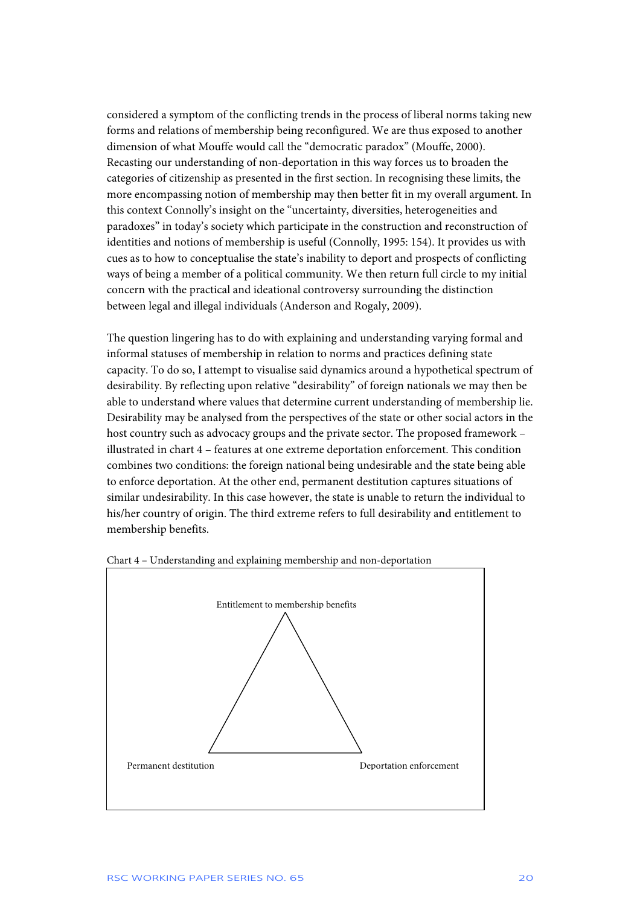considered a symptom of the conflicting trends in the process of liberal norms taking new forms and relations of membership being reconfigured. We are thus exposed to another dimension of what Mouffe would call the "democratic paradox" (Mouffe, 2000). Recasting our understanding of non-deportation in this way forces us to broaden the categories of citizenship as presented in the first section. In recognising these limits, the more encompassing notion of membership may then better fit in my overall argument. In this context Connolly's insight on the "uncertainty, diversities, heterogeneities and paradoxes" in today's society which participate in the construction and reconstruction of identities and notions of membership is useful (Connolly, 1995: 154). It provides us with cues as to how to conceptualise the state's inability to deport and prospects of conflicting ways of being a member of a political community. We then return full circle to my initial concern with the practical and ideational controversy surrounding the distinction between legal and illegal individuals (Anderson and Rogaly, 2009).

The question lingering has to do with explaining and understanding varying formal and informal statuses of membership in relation to norms and practices defining state capacity. To do so, I attempt to visualise said dynamics around a hypothetical spectrum of desirability. By reflecting upon relative "desirability" of foreign nationals we may then be able to understand where values that determine current understanding of membership lie. Desirability may be analysed from the perspectives of the state or other social actors in the host country such as advocacy groups and the private sector. The proposed framework – illustrated in chart 4 – features at one extreme deportation enforcement. This condition combines two conditions: the foreign national being undesirable and the state being able to enforce deportation. At the other end, permanent destitution captures situations of similar undesirability. In this case however, the state is unable to return the individual to his/her country of origin. The third extreme refers to full desirability and entitlement to membership benefits.

Chart 4 – Understanding and explaining membership and non-deportation

Entitlement to membership benefits

Permanent destitution

Deportation enforcement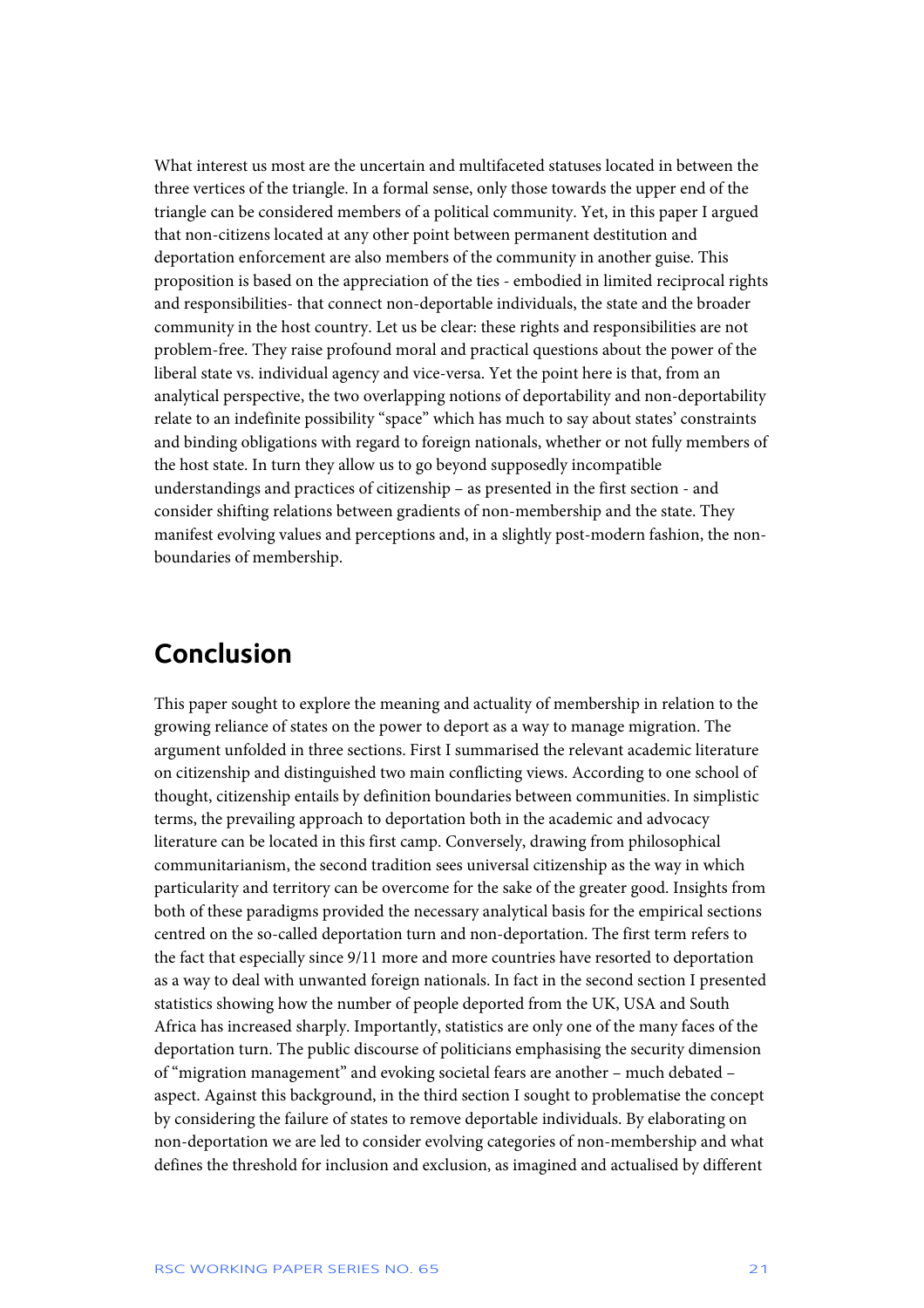What interest us most are the uncertain and multifaceted statuses located in between the three vertices of the triangle. In a formal sense, only those towards the upper end of the triangle can be considered members of a political community. Yet, in this paper I argued that non-citizens located at any other point between permanent destitution and deportation enforcement are also members of the community in another guise. This proposition is based on the appreciation of the ties - embodied in limited reciprocal rights and responsibilities- that connect non-deportable individuals, the state and the broader community in the host country. Let us be clear: these rights and responsibilities are not problem-free. They raise profound moral and practical questions about the power of the liberal state vs. individual agency and vice-versa. Yet the point here is that, from an analytical perspective, the two overlapping notions of deportability and non-deportability relate to an indefinite possibility "space" which has much to say about states' constraints and binding obligations with regard to foreign nationals, whether or not fully members of the host state. In turn they allow us to go beyond supposedly incompatible understandings and practices of citizenship – as presented in the first section - and consider shifting relations between gradients of non-membership and the state. They manifest evolving values and perceptions and, in a slightly post-modern fashion, the non-boundaries of membership.

## Conclusion

This paper sought to explore the meaning and actuality of membership in relation to the growing reliance of states on the power to deport as a way to manage migration. The argument unfolded in three sections. First I summarised the relevant academic literature on citizenship and distinguished two main conflicting views. According to one school of thought, citizenship entails by definition boundaries between communities. In simplistic terms, the prevailing approach to deportation both in the academic and advocacy literature can be located in this first camp. Conversely, drawing from philosophical communitarianism, the second tradition sees universal citizenship as the way in which particularity and territory can be overcome for the sake of the greater good. Insights from both of these paradigms provided the necessary analytical basis for the empirical sections centred on the so-called deportation turn and non-deportation. The first term refers to the fact that especially since 9/11 more and more countries have resorted to deportation as a way to deal with unwanted foreign nationals. In fact in the second section I presented statistics showing how the number of people deported from the UK, USA and South Africa has increased sharply. Importantly, statistics are only one of the many faces of the deportation turn. The public discourse of politicians emphasising the security dimension of "migration management" and evoking societal fears are another – much debated – aspect. Against this background, in the third section I sought to problematise the concept by considering the failure of states to remove deportable individuals. By elaborating on non-deportation we are led to consider evolving categories of non-membership and what defines the threshold for inclusion and exclusion, as imagined and actualised by different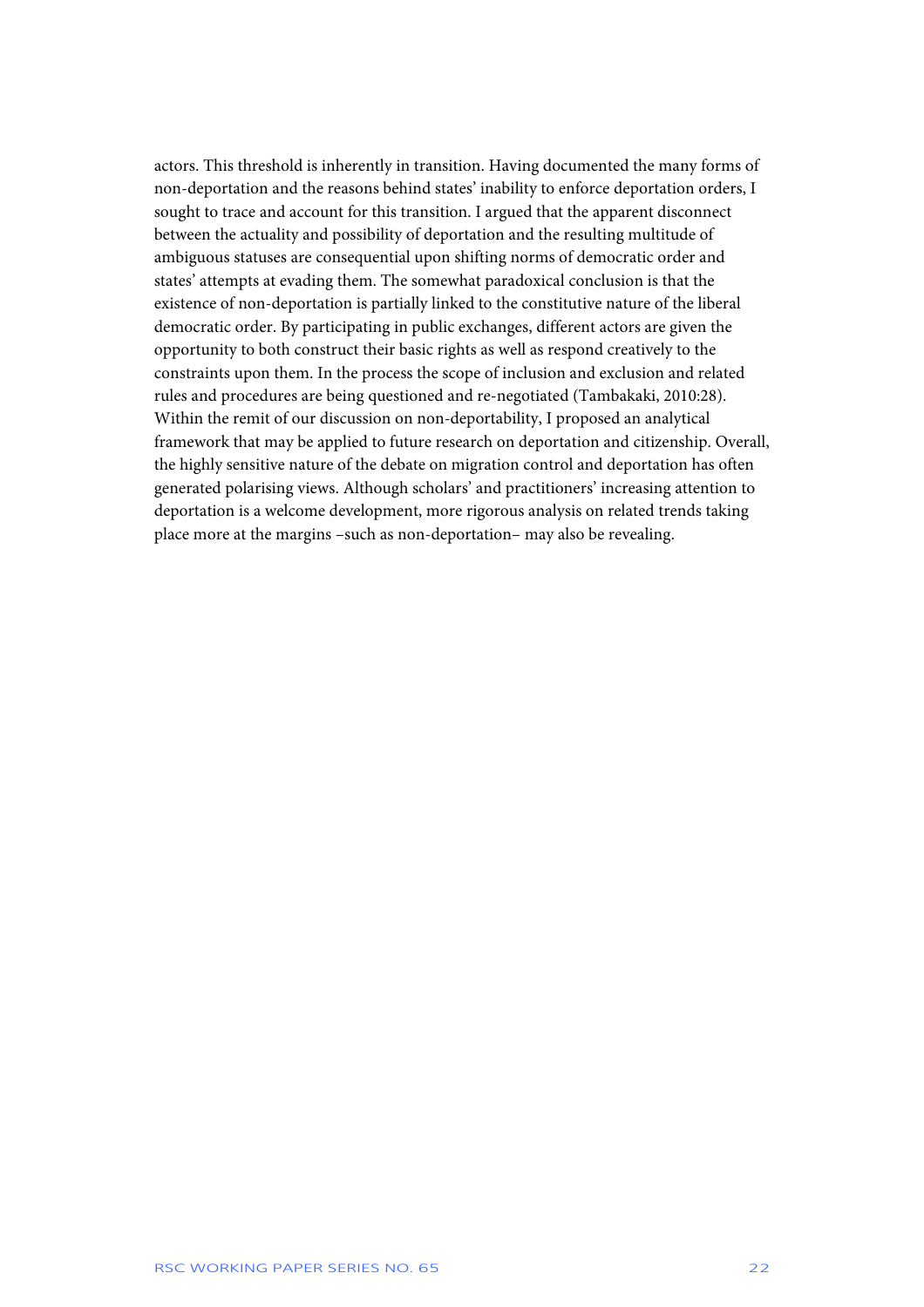actors. This threshold is inherently in transition. Having documented the many forms of non-deportation and the reasons behind states' inability to enforce deportation orders, I sought to trace and account for this transition. I argued that the apparent disconnect between the actuality and possibility of deportation and the resulting multitude of ambiguous statuses are consequential upon shifting norms of democratic order and states' attempts at evading them. The somewhat paradoxical conclusion is that the existence of non-deportation is partially linked to the constitutive nature of the liberal democratic order. By participating in public exchanges, different actors are given the opportunity to both construct their basic rights as well as respond creatively to the constraints upon them. In the process the scope of inclusion and exclusion and related rules and procedures are being questioned and re-negotiated (Tambakaki, 2010:28). Within the remit of our discussion on non-deportability, I proposed an analytical framework that may be applied to future research on deportation and citizenship. Overall, the highly sensitive nature of the debate on migration control and deportation has often generated polarising views. Although scholars' and practitioners' increasing attention to deportation is a welcome development, more rigorous analysis on related trends taking place more at the margins –such as non-deportation– may also be revealing.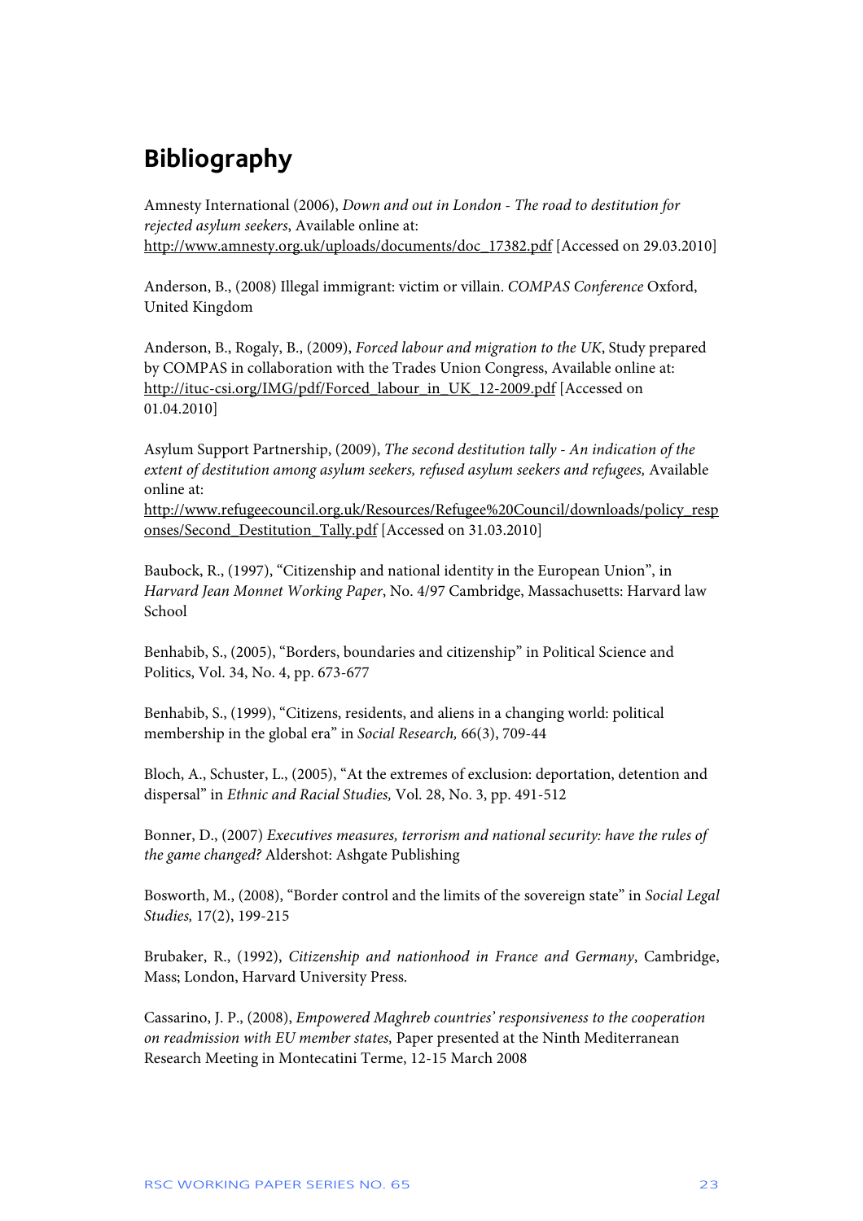## Bibliography

Amnesty International (2006), *Down and out in London - The road to destitution for rejected asylum seekers*, Available online at: http://www.amnesty.org.uk/uploads/documents/doc_17382.pdf [Accessed on 29.03.2010]

Anderson, B., (2008) Illegal immigrant: victim or villain. *COMPAS Conference* Oxford, United Kingdom

Anderson, B., Rogaly, B., (2009), *Forced labour and migration to the UK*, Study prepared by COMPAS in collaboration with the Trades Union Congress, Available online at: http://ituc-csi.org/IMG/pdf/Forced_labour_in_UK_12-2009.pdf [Accessed on 01.04.2010]

Asylum Support Partnership, (2009), *The second destitution tally - An indication of the extent of destitution among asylum seekers, refused asylum seekers and refugees,* Available online at: http://www.refugeecouncil.org.uk/Resources/Refugee%20Council/downloads/policy_responses/Second_Destitution_Tally.pdf [Accessed on 31.03.2010]

Baubock, R., (1997), "Citizenship and national identity in the European Union", in *Harvard Jean Monnet Working Paper*, No. 4/97 Cambridge, Massachusetts: Harvard law School

Benhabib, S., (2005), "Borders, boundaries and citizenship" in Political Science and Politics, Vol. 34, No. 4, pp. 673-677

Benhabib, S., (1999), "Citizens, residents, and aliens in a changing world: political membership in the global era" in *Social Research,* 66(3), 709-44

Bloch, A., Schuster, L., (2005), "At the extremes of exclusion: deportation, detention and dispersal" in *Ethnic and Racial Studies,* Vol. 28, No. 3, pp. 491-512

Bonner, D., (2007) *Executives measures, terrorism and national security: have the rules of the game changed?* Aldershot: Ashgate Publishing

Bosworth, M., (2008), "Border control and the limits of the sovereign state" in *Social Legal Studies,* 17(2), 199-215

Brubaker, R., (1992), *Citizenship and nationhood in France and Germany*, Cambridge, Mass; London, Harvard University Press.

Cassarino, J. P., (2008), *Empowered Maghreb countries' responsiveness to the cooperation on readmission with EU member states,* Paper presented at the Ninth Mediterranean Research Meeting in Montecatini Terme, 12-15 March 2008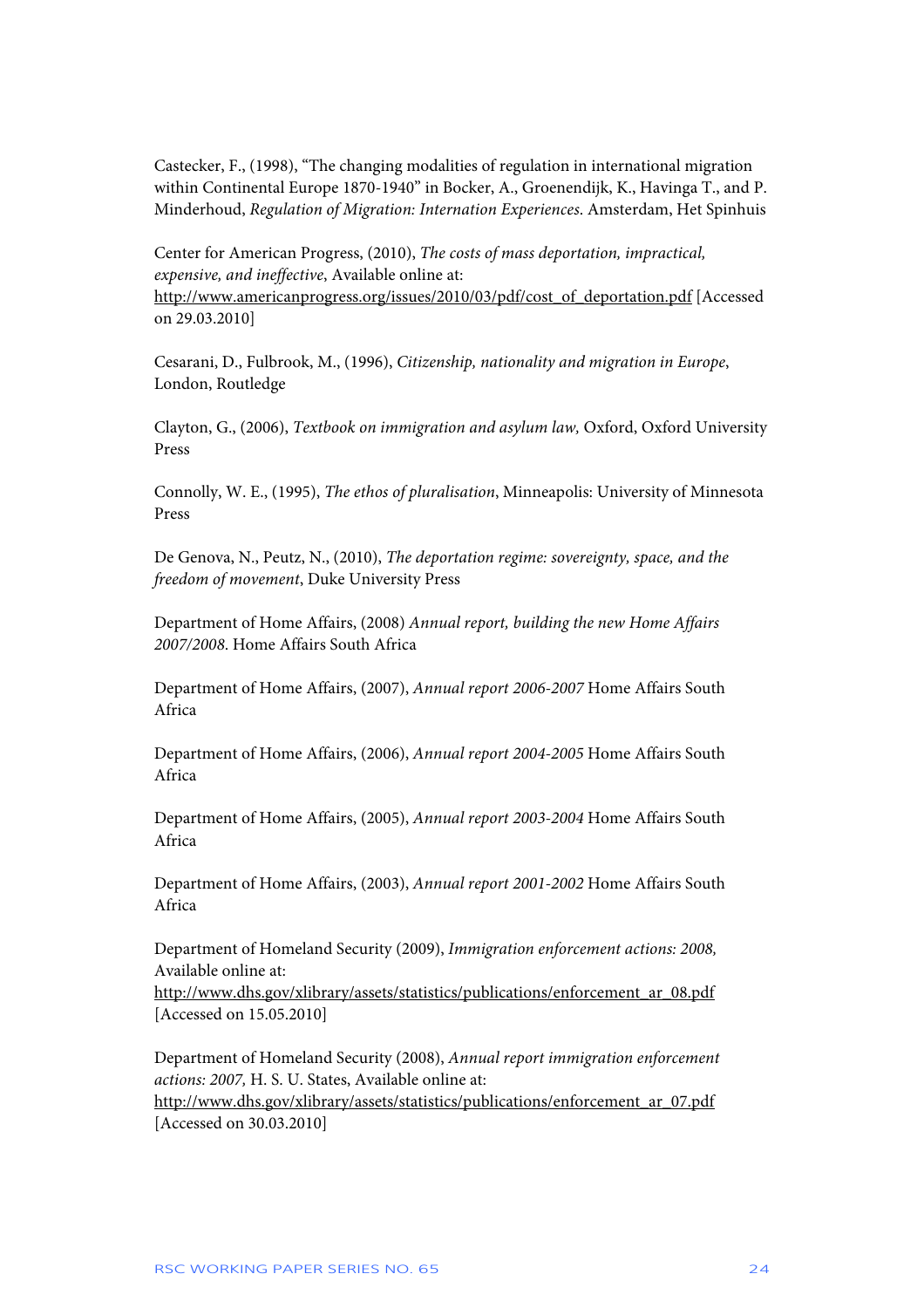Castecker, F., (1998), “The changing modalities of regulation in international migration within Continental Europe 1870-1940” in Bocker, A., Groenendijk, K., Havinga T., and P. Minderhoud, *Regulation of Migration: Internation Experiences*. Amsterdam, Het Spinhuis

Center for American Progress, (2010), *The costs of mass deportation, impractical, expensive, and ineffective*, Available online at: http://www.americanprogress.org/issues/2010/03/pdf/cost_of_deportation.pdf [Accessed on 29.03.2010]

Cesarani, D., Fulbrook, M., (1996), *Citizenship, nationality and migration in Europe*, London, Routledge

Clayton, G., (2006), *Textbook on immigration and asylum law,* Oxford, Oxford University Press

Connolly, W. E., (1995), *The ethos of pluralisation*, Minneapolis: University of Minnesota Press

De Genova, N., Peutz, N., (2010), *The deportation regime: sovereignty, space, and the freedom of movement*, Duke University Press

Department of Home Affairs, (2008) *Annual report, building the new Home Affairs 2007/2008*. Home Affairs South Africa

Department of Home Affairs, (2007), *Annual report 2006-2007* Home Affairs South Africa

Department of Home Affairs, (2006), *Annual report 2004-2005* Home Affairs South Africa

Department of Home Affairs, (2005), *Annual report 2003-2004* Home Affairs South Africa

Department of Home Affairs, (2003), *Annual report 2001-2002* Home Affairs South Africa

Department of Homeland Security (2009), *Immigration enforcement actions: 2008,* Available online at: http://www.dhs.gov/xlibrary/assets/statistics/publications/enforcement_ar_08.pdf [Accessed on 15.05.2010]

Department of Homeland Security (2008), *Annual report immigration enforcement actions: 2007,* H. S. U. States, Available online at: http://www.dhs.gov/xlibrary/assets/statistics/publications/enforcement_ar_07.pdf [Accessed on 30.03.2010]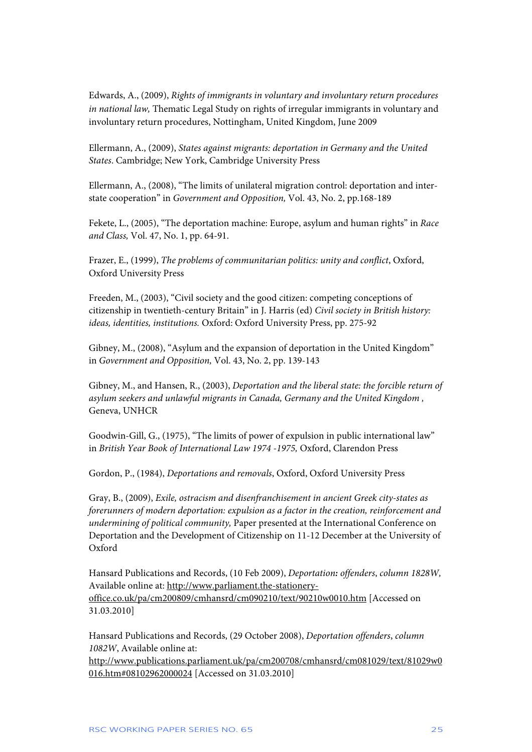Edwards, A., (2009), *Rights of immigrants in voluntary and involuntary return procedures in national law,* Thematic Legal Study on rights of irregular immigrants in voluntary and involuntary return procedures, Nottingham, United Kingdom, June 2009

Ellermann, A., (2009), *States against migrants: deportation in Germany and the United States*. Cambridge; New York, Cambridge University Press

Ellermann, A., (2008), "The limits of unilateral migration control: deportation and inter-state cooperation" in *Government and Opposition,* Vol. 43, No. 2, pp.168-189

Fekete, L., (2005), "The deportation machine: Europe, asylum and human rights" in *Race and Class,* Vol. 47, No. 1, pp. 64-91.

Frazer, E., (1999), *The problems of communitarian politics: unity and conflict*, Oxford, Oxford University Press

Freeden, M., (2003), "Civil society and the good citizen: competing conceptions of citizenship in twentieth-century Britain" in J. Harris (ed) *Civil society in British history: ideas, identities, institutions.* Oxford: Oxford University Press, pp. 275-92

Gibney, M., (2008), "Asylum and the expansion of deportation in the United Kingdom" in *Government and Opposition,* Vol. 43, No. 2, pp. 139-143

Gibney, M., and Hansen, R., (2003), *Deportation and the liberal state: the forcible return of asylum seekers and unlawful migrants in Canada, Germany and the United Kingdom ,* Geneva, UNHCR

Goodwin-Gill, G., (1975), "The limits of power of expulsion in public international law" in *British Year Book of International Law 1974 -1975,* Oxford, Clarendon Press

Gordon, P., (1984), *Deportations and removals*, Oxford, Oxford University Press

Gray, B., (2009), *Exile, ostracism and disenfranchisement in ancient Greek city-states as forerunners of modern deportation: expulsion as a factor in the creation, reinforcement and undermining of political community,* Paper presented at the International Conference on Deportation and the Development of Citizenship on 11-12 December at the University of Oxford

Hansard Publications and Records, (10 Feb 2009), *Deportation: offenders*, *column 1828W,* Available online at: http://www.parliament.the-stationery-office.co.uk/pa/cm200809/cmhansrd/cm090210/text/90210w0010.htm [Accessed on 31.03.2010]

Hansard Publications and Records, (29 October 2008), *Deportation offenders*, *column 1082W*, Available online at: http://www.publications.parliament.uk/pa/cm200708/cmhansrd/cm081029/text/81029w0016.htm#08102962000024 [Accessed on 31.03.2010]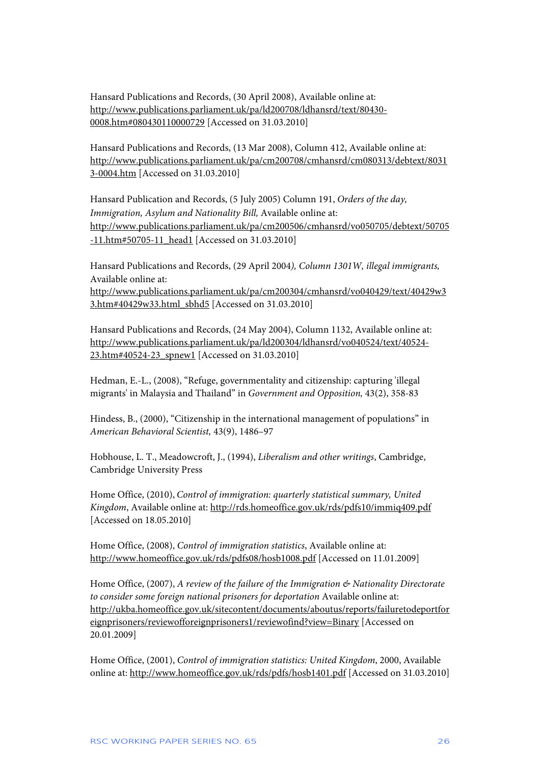Hansard Publications and Records, (30 April 2008), Available online at: http://www.publications.parliament.uk/pa/ld200708/ldhansrd/text/80430-0008.htm#080430110000729 [Accessed on 31.03.2010]

Hansard Publications and Records, (13 Mar 2008), Column 412, Available online at: http://www.publications.parliament.uk/pa/cm200708/cmhansrd/cm080313/debtext/80313-0004.htm [Accessed on 31.03.2010]

Hansard Publication and Records, (5 July 2005) Column 191, *Orders of the day, Immigration, Asylum and Nationality Bill,* Available online at: http://www.publications.parliament.uk/pa/cm200506/cmhansrd/vo050705/debtext/50705-11.htm#50705-11_head1 [Accessed on 31.03.2010]

Hansard Publications and Records, (29 April 2004*), Column 1301W, illegal immigrants,* Available online at: http://www.publications.parliament.uk/pa/cm200304/cmhansrd/vo040429/text/40429w33.htm#40429w33.html_sbhd5 [Accessed on 31.03.2010]

Hansard Publications and Records, (24 May 2004), Column 1132, Available online at: http://www.publications.parliament.uk/pa/ld200304/ldhansrd/vo040524/text/40524-23.htm#40524-23_spnew1 [Accessed on 31.03.2010]

Hedman, E.-L., (2008), "Refuge, governmentality and citizenship: capturing 'illegal migrants' in Malaysia and Thailand" in *Government and Opposition,* 43(2), 358-83

Hindess, B., (2000), "Citizenship in the international management of populations" in *American Behavioral Scientist,* 43(9), 1486–97

Hobhouse, L. T., Meadowcroft, J., (1994), *Liberalism and other writings*, Cambridge, Cambridge University Press

Home Office, (2010), *Control of immigration: quarterly statistical summary, United Kingdom*, Available online at: http://rds.homeoffice.gov.uk/rds/pdfs10/immiq409.pdf [Accessed on 18.05.2010]

Home Office, (2008), *Control of immigration statistics*, Available online at: http://www.homeoffice.gov.uk/rds/pdfs08/hosb1008.pdf [Accessed on 11.01.2009]

Home Office, (2007), *A review of the failure of the Immigration & Nationality Directorate to consider some foreign national prisoners for deportation* Available online at: http://ukba.homeoffice.gov.uk/sitecontent/documents/aboutus/reports/failuretodeportforeignprisoners/reviewofforeignprisoners1/reviewofind?view=Binary [Accessed on 20.01.2009]

Home Office, (2001), *Control of immigration statistics: United Kingdom*, 2000, Available online at: http://www.homeoffice.gov.uk/rds/pdfs/hosb1401.pdf [Accessed on 31.03.2010]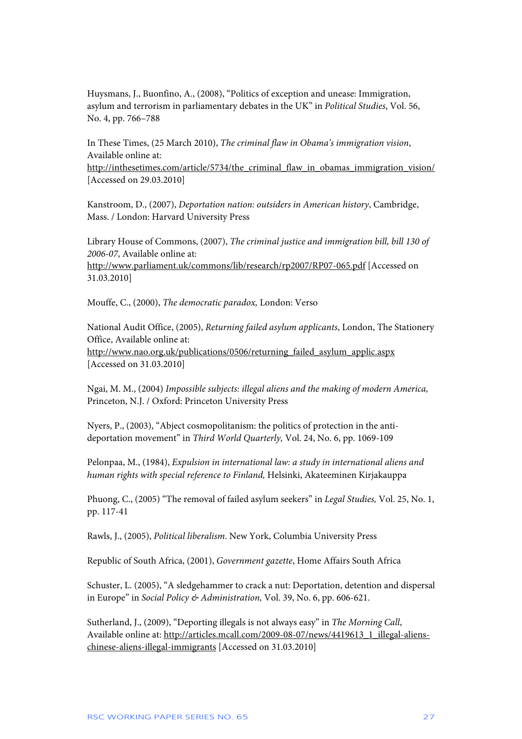Huysmans, J., Buonfino, A., (2008), "Politics of exception and unease: Immigration, asylum and terrorism in parliamentary debates in the UK" in *Political Studies*, Vol. 56, No. 4, pp. 766–788

In These Times, (25 March 2010), *The criminal flaw in Obama's immigration vision*, Available online at: http://inthesetimes.com/article/5734/the_criminal_flaw_in_obamas_immigration_vision/ [Accessed on 29.03.2010]

Kanstroom, D., (2007), *Deportation nation: outsiders in American history*, Cambridge, Mass. / London: Harvard University Press

Library House of Commons, (2007), *The criminal justice and immigration bill, bill 130 of 2006-07*, Available online at: http://www.parliament.uk/commons/lib/research/rp2007/RP07-065.pdf [Accessed on 31.03.2010]

Mouffe, C., (2000), *The democratic paradox,* London: Verso

National Audit Office, (2005), *Returning failed asylum applicants*, London, The Stationery Office, Available online at: http://www.nao.org.uk/publications/0506/returning_failed_asylum_applic.aspx [Accessed on 31.03.2010]

Ngai, M. M., (2004) *Impossible subjects: illegal aliens and the making of modern America,* Princeton, N.J. / Oxford: Princeton University Press

Nyers, P., (2003), "Abject cosmopolitanism: the politics of protection in the anti-deportation movement" in *Third World Quarterly,* Vol. 24, No. 6, pp. 1069-109

Pelonpaa, M., (1984), *Expulsion in international law: a study in international aliens and human rights with special reference to Finland,* Helsinki, Akateeminen Kirjakauppa

Phuong, C., (2005) "The removal of failed asylum seekers" in *Legal Studies,* Vol. 25, No. 1, pp. 117-41

Rawls, J., (2005), *Political liberalism*. New York, Columbia University Press

Republic of South Africa, (2001), *Government gazette*, Home Affairs South Africa

Schuster, L. (2005), "A sledgehammer to crack a nut: Deportation, detention and dispersal in Europe" in *Social Policy & Administration,* Vol. 39, No. 6, pp. 606-621.

Sutherland, J., (2009), "Deporting illegals is not always easy" in *The Morning Call*, Available online at: http://articles.mcall.com/2009-08-07/news/4419613_1_illegal-aliens-chinese-aliens-illegal-immigrants [Accessed on 31.03.2010]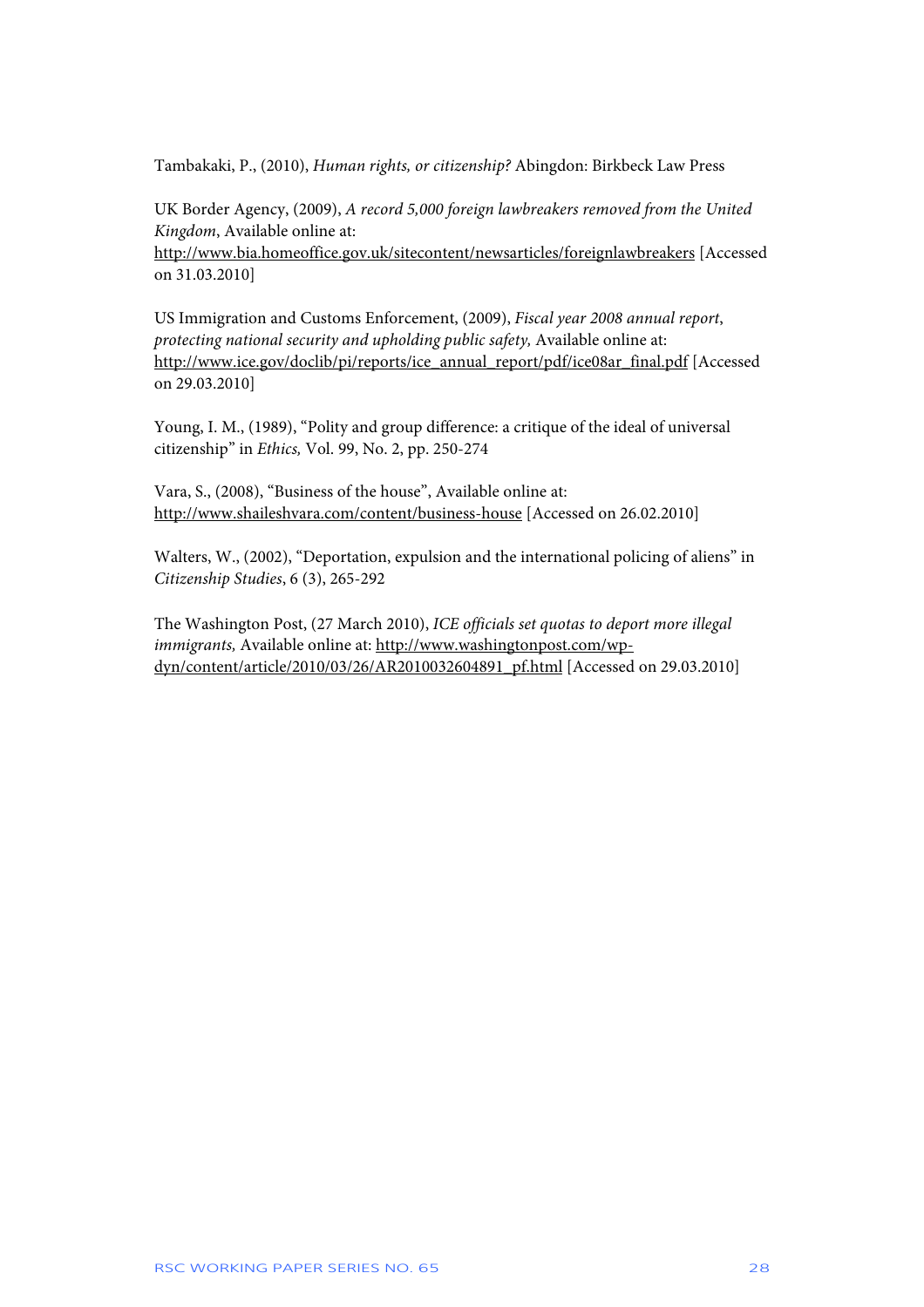Tambakaki, P., (2010), *Human rights, or citizenship?* Abingdon: Birkbeck Law Press

UK Border Agency, (2009), *A record 5,000 foreign lawbreakers removed from the United Kingdom*, Available online at: http://www.bia.homeoffice.gov.uk/sitecontent/newsarticles/foreignlawbreakers [Accessed on 31.03.2010]

US Immigration and Customs Enforcement, (2009), *Fiscal year 2008 annual report, protecting national security and upholding public safety,* Available online at: http://www.ice.gov/doclib/pi/reports/ice_annual_report/pdf/ice08ar_final.pdf [Accessed on 29.03.2010]

Young, I. M., (1989), "Polity and group difference: a critique of the ideal of universal citizenship" in *Ethics,* Vol. 99, No. 2, pp. 250-274

Vara, S., (2008), "Business of the house", Available online at: http://www.shaileshvara.com/content/business-house [Accessed on 26.02.2010]

Walters, W., (2002), "Deportation, expulsion and the international policing of aliens" in *Citizenship Studies*, 6 (3), 265-292

The Washington Post, (27 March 2010), *ICE officials set quotas to deport more illegal immigrants,* Available online at: http://www.washingtonpost.com/wp-dyn/content/article/2010/03/26/AR2010032604891_pf.html [Accessed on 29.03.2010]